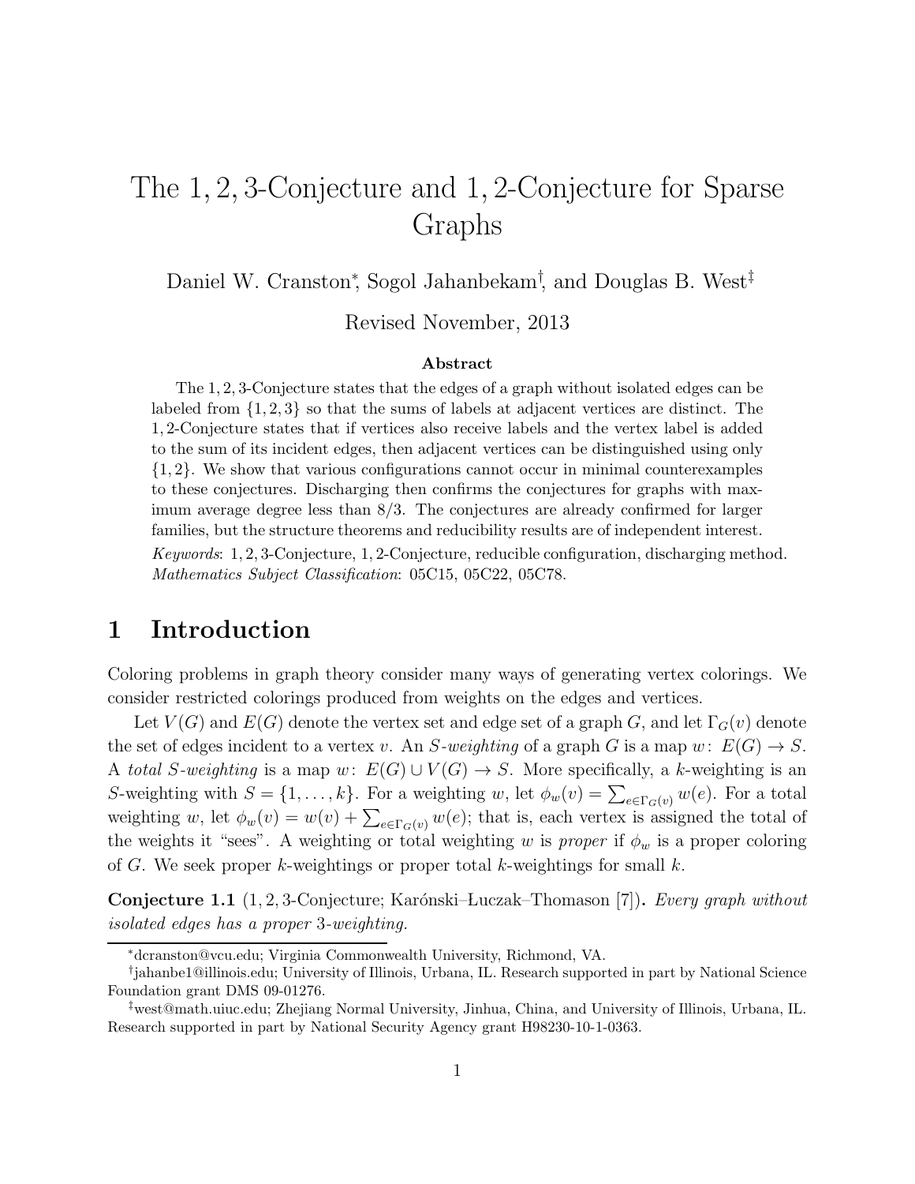# The 1, 2, 3-Conjecture and 1, 2-Conjecture for Sparse Graphs

Daniel W. Cranston*, Sogol Jahanbekam†, and Douglas B. West‡

Revised November, 2013

**Abstract**

The 1, 2, 3-Conjecture states that the edges of a graph without isolated edges can be labeled from $\{1, 2, 3\}$ so that the sums of labels at adjacent vertices are distinct. The 1, 2-Conjecture states that if vertices also receive labels and the vertex label is added to the sum of its incident edges, then adjacent vertices can be distinguished using only $\{1, 2\}$. We show that various configurations cannot occur in minimal counterexamples to these conjectures. Discharging then confirms the conjectures for graphs with maximum average degree less than 8/3. The conjectures are already confirmed for larger families, but the structure theorems and reducibility results are of independent interest.

*Keywords*: 1, 2, 3-Conjecture, 1, 2-Conjecture, reducible configuration, discharging method.
*Mathematics Subject Classification*: 05C15, 05C22, 05C78.

## 1 Introduction

Coloring problems in graph theory consider many ways of generating vertex colorings. We consider restricted colorings produced from weights on the edges and vertices.

Let $V(G)$ and $E(G)$ denote the vertex set and edge set of a graph $G$, and let $\Gamma_G(v)$ denote the set of edges incident to a vertex $v$. An *S-weighting* of a graph $G$ is a map $w\colon E(G) \to S$. A *total S-weighting* is a map $w\colon E(G) \cup V(G) \to S$. More specifically, a $k$-weighting is an $S$-weighting with $S = \{1, \ldots, k\}$. For a weighting $w$, let $\phi_w(v) = \sum_{e \in \Gamma_G(v)} w(e)$. For a total weighting $w$, let $\phi_w(v) = w(v) + \sum_{e \in \Gamma_G(v)} w(e)$; that is, each vertex is assigned the total of the weights it "sees". A weighting or total weighting $w$ is *proper* if $\phi_w$ is a proper coloring of $G$. We seek proper $k$-weightings or proper total $k$-weightings for small $k$.

**Conjecture 1.1** (1, 2, 3-Conjecture; Karónski–Łuczak–Thomason [7])**.** *Every graph without isolated edges has a proper 3-weighting.*

*dcranston@vcu.edu; Virginia Commonwealth University, Richmond, VA.

†jahanbe1@illinois.edu; University of Illinois, Urbana, IL. Research supported in part by National Science Foundation grant DMS 09-01276.

‡west@math.uiuc.edu; Zhejiang Normal University, Jinhua, China, and University of Illinois, Urbana, IL. Research supported in part by National Security Agency grant H98230-10-1-0363.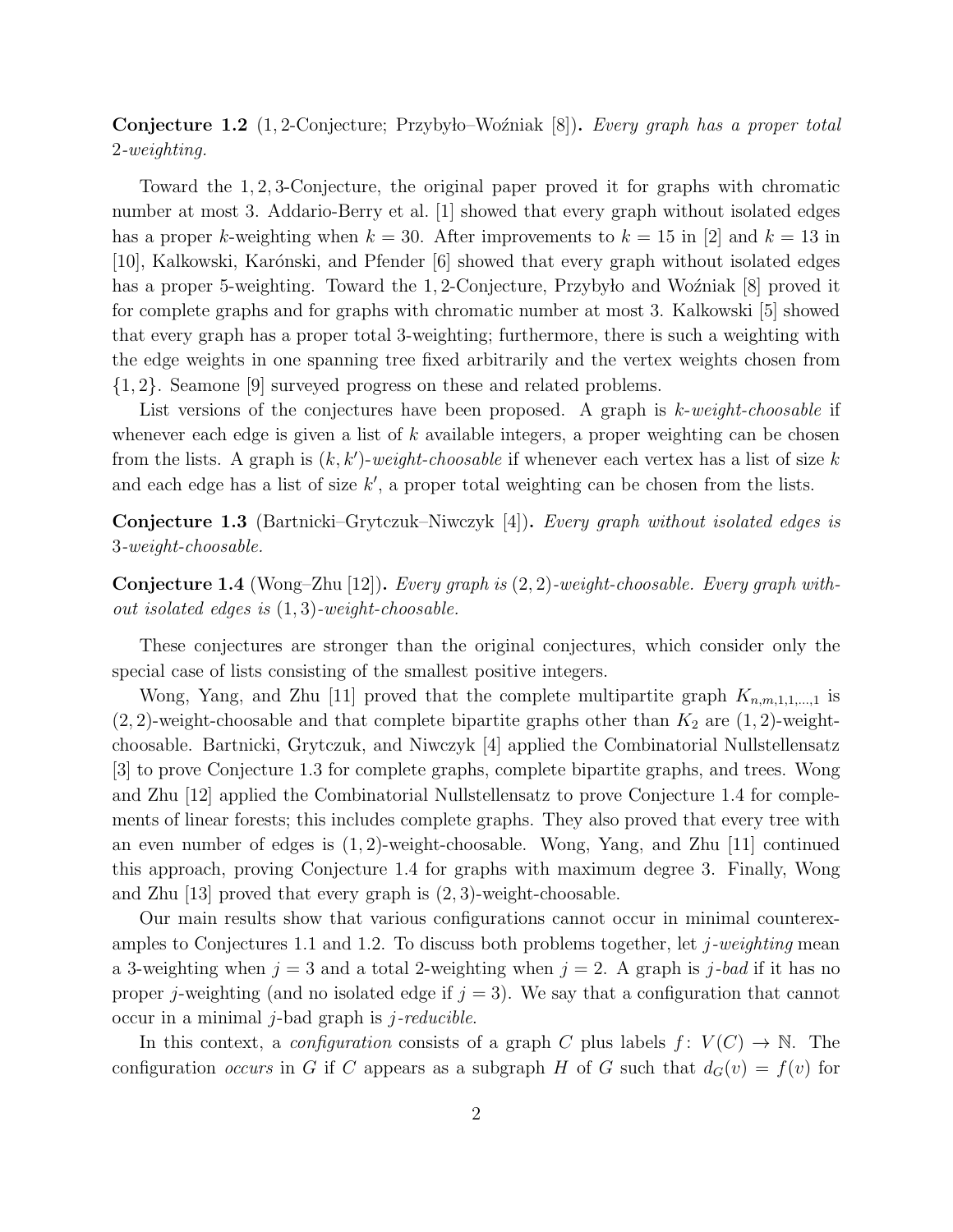**Conjecture 1.2** (1, 2-Conjecture; Przybyło–Woźniak [8])**.** *Every graph has a proper total 2-weighting.*

Toward the 1, 2, 3-Conjecture, the original paper proved it for graphs with chromatic number at most 3. Addario-Berry et al. [1] showed that every graph without isolated edges has a proper $k$-weighting when $k = 30$. After improvements to $k = 15$ in [2] and $k = 13$ in [10], Kalkowski, Karónski, and Pfender [6] showed that every graph without isolated edges has a proper 5-weighting. Toward the 1, 2-Conjecture, Przybyło and Woźniak [8] proved it for complete graphs and for graphs with chromatic number at most 3. Kalkowski [5] showed that every graph has a proper total 3-weighting; furthermore, there is such a weighting with the edge weights in one spanning tree fixed arbitrarily and the vertex weights chosen from $\{1, 2\}$. Seamone [9] surveyed progress on these and related problems.

List versions of the conjectures have been proposed. A graph is *$k$-weight-choosable* if whenever each edge is given a list of $k$ available integers, a proper weighting can be chosen from the lists. A graph is *$(k, k')$-weight-choosable* if whenever each vertex has a list of size $k$ and each edge has a list of size $k'$, a proper total weighting can be chosen from the lists.

**Conjecture 1.3** (Bartnicki–Grytczuk–Niwczyk [4])**.** *Every graph without isolated edges is 3-weight-choosable.*

**Conjecture 1.4** (Wong–Zhu [12])**.** *Every graph is $(2, 2)$-weight-choosable. Every graph without isolated edges is $(1, 3)$-weight-choosable.*

These conjectures are stronger than the original conjectures, which consider only the special case of lists consisting of the smallest positive integers.

Wong, Yang, and Zhu [11] proved that the complete multipartite graph $K_{n,m,1,1,\dots,1}$ is $(2, 2)$-weight-choosable and that complete bipartite graphs other than $K_2$ are $(1, 2)$-weight-choosable. Bartnicki, Grytczuk, and Niwczyk [4] applied the Combinatorial Nullstellensatz [3] to prove Conjecture 1.3 for complete graphs, complete bipartite graphs, and trees. Wong and Zhu [12] applied the Combinatorial Nullstellensatz to prove Conjecture 1.4 for complements of linear forests; this includes complete graphs. They also proved that every tree with an even number of edges is $(1, 2)$-weight-choosable. Wong, Yang, and Zhu [11] continued this approach, proving Conjecture 1.4 for graphs with maximum degree 3. Finally, Wong and Zhu [13] proved that every graph is $(2, 3)$-weight-choosable.

Our main results show that various configurations cannot occur in minimal counterexamples to Conjectures 1.1 and 1.2. To discuss both problems together, let *$j$-weighting* mean a 3-weighting when $j = 3$ and a total 2-weighting when $j = 2$. A graph is *$j$-bad* if it has no proper $j$-weighting (and no isolated edge if $j = 3$). We say that a configuration that cannot occur in a minimal $j$-bad graph is *$j$-reducible*.

In this context, a *configuration* consists of a graph $C$ plus labels $f \colon V(C) \to \mathbb{N}$. The configuration *occurs* in $G$ if $C$ appears as a subgraph $H$ of $G$ such that $d_G(v) = f(v)$ for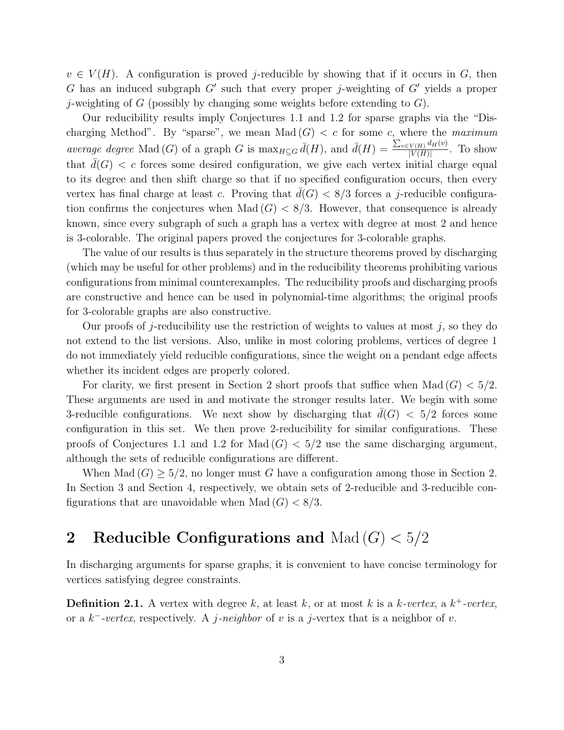$v \in V(H)$. A configuration is proved $j$-reducible by showing that if it occurs in $G$, then $G$ has an induced subgraph $G'$ such that every proper $j$-weighting of $G'$ yields a proper $j$-weighting of $G$ (possibly by changing some weights before extending to $G$).

Our reducibility results imply Conjectures 1.1 and 1.2 for sparse graphs via the "Discharging Method". By "sparse", we mean $\mathrm{Mad}(G) < c$ for some $c$, where the *maximum average degree* $\mathrm{Mad}(G)$ of a graph $G$ is $\max_{H \subseteq G} \bar{d}(H)$, and $\bar{d}(H) = \frac{\sum_{v \in V(H)} d_H(v)}{|V(H)|}$. To show that $\bar{d}(G) < c$ forces some desired configuration, we give each vertex initial charge equal to its degree and then shift charge so that if no specified configuration occurs, then every vertex has final charge at least $c$. Proving that $\bar{d}(G) < 8/3$ forces a $j$-reducible configuration confirms the conjectures when $\mathrm{Mad}(G) < 8/3$. However, that consequence is already known, since every subgraph of such a graph has a vertex with degree at most 2 and hence is 3-colorable. The original papers proved the conjectures for 3-colorable graphs.

The value of our results is thus separately in the structure theorems proved by discharging (which may be useful for other problems) and in the reducibility theorems prohibiting various configurations from minimal counterexamples. The reducibility proofs and discharging proofs are constructive and hence can be used in polynomial-time algorithms; the original proofs for 3-colorable graphs are also constructive.

Our proofs of $j$-reducibility use the restriction of weights to values at most $j$, so they do not extend to the list versions. Also, unlike in most coloring problems, vertices of degree 1 do not immediately yield reducible configurations, since the weight on a pendant edge affects whether its incident edges are properly colored.

For clarity, we first present in Section 2 short proofs that suffice when $\mathrm{Mad}(G) < 5/2$. These arguments are used in and motivate the stronger results later. We begin with some 3-reducible configurations. We next show by discharging that $\bar{d}(G) < 5/2$ forces some configuration in this set. We then prove 2-reducibility for similar configurations. These proofs of Conjectures 1.1 and 1.2 for $\mathrm{Mad}(G) < 5/2$ use the same discharging argument, although the sets of reducible configurations are different.

When $\mathrm{Mad}(G) \geq 5/2$, no longer must $G$ have a configuration among those in Section 2. In Section 3 and Section 4, respectively, we obtain sets of 2-reducible and 3-reducible configurations that are unavoidable when $\mathrm{Mad}(G) < 8/3$.

## 2 Reducible Configurations and $\mathrm{Mad}(G) < 5/2$

In discharging arguments for sparse graphs, it is convenient to have concise terminology for vertices satisfying degree constraints.

**Definition 2.1.** A vertex with degree $k$, at least $k$, or at most $k$ is a *$k$-vertex*, a *$k^+$-vertex*, or a *$k^-$-vertex*, respectively. A *$j$-neighbor* of $v$ is a $j$-vertex that is a neighbor of $v$.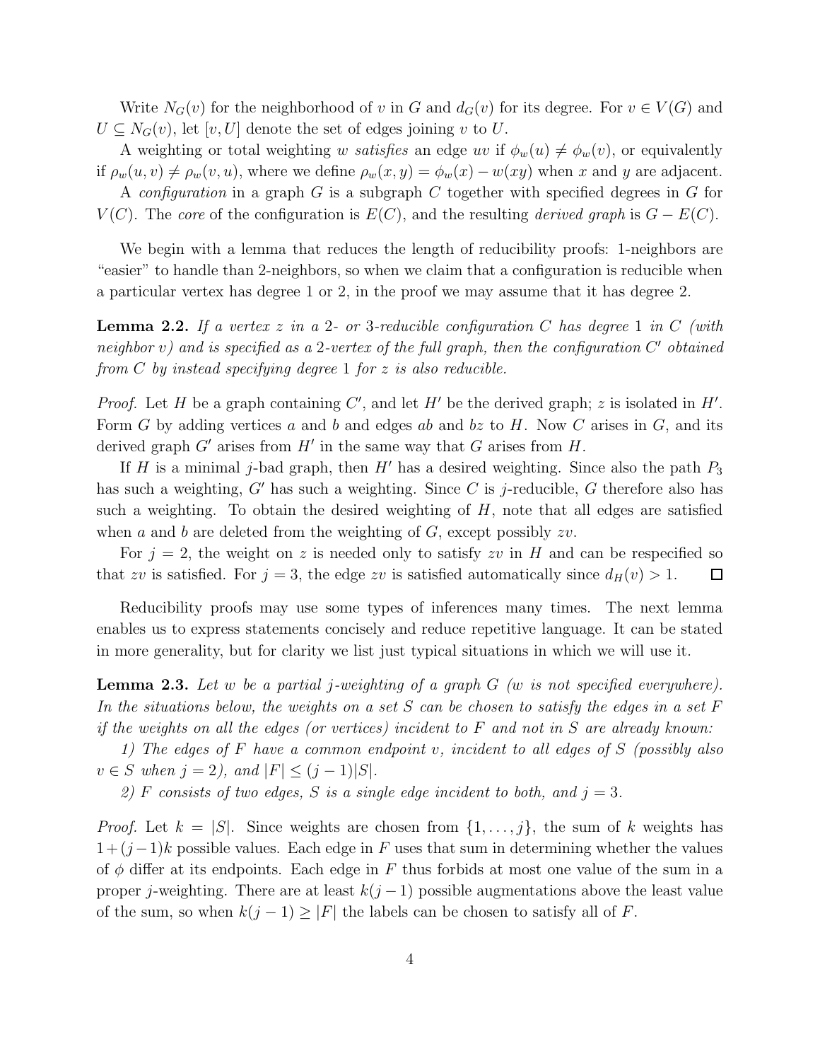Write $N_G(v)$ for the neighborhood of $v$ in $G$ and $d_G(v)$ for its degree. For $v \in V(G)$ and $U \subseteq N_G(v)$, let $[v, U]$ denote the set of edges joining $v$ to $U$.

A weighting or total weighting $w$ *satisfies* an edge $uv$ if $\phi_w(u) \neq \phi_w(v)$, or equivalently if $\rho_w(u, v) \neq \rho_w(v, u)$, where we define $\rho_w(x, y) = \phi_w(x) - w(xy)$ when $x$ and $y$ are adjacent.

A *configuration* in a graph $G$ is a subgraph $C$ together with specified degrees in $G$ for $V(C)$. The *core* of the configuration is $E(C)$, and the resulting *derived graph* is $G - E(C)$.

We begin with a lemma that reduces the length of reducibility proofs: 1-neighbors are "easier" to handle than 2-neighbors, so when we claim that a configuration is reducible when a particular vertex has degree 1 or 2, in the proof we may assume that it has degree 2.

**Lemma 2.2.** *If a vertex $z$ in a 2- or 3-reducible configuration $C$ has degree 1 in $C$ (with neighbor $v$) and is specified as a 2-vertex of the full graph, then the configuration $C'$ obtained from $C$ by instead specifying degree 1 for $z$ is also reducible.*

*Proof.* Let $H$ be a graph containing $C'$, and let $H'$ be the derived graph; $z$ is isolated in $H'$. Form $G$ by adding vertices $a$ and $b$ and edges $ab$ and $bz$ to $H$. Now $C$ arises in $G$, and its derived graph $G'$ arises from $H'$ in the same way that $G$ arises from $H$.

If $H$ is a minimal $j$-bad graph, then $H'$ has a desired weighting. Since also the path $P_3$ has such a weighting, $G'$ has such a weighting. Since $C$ is $j$-reducible, $G$ therefore also has such a weighting. To obtain the desired weighting of $H$, note that all edges are satisfied when $a$ and $b$ are deleted from the weighting of $G$, except possibly $zv$.

For $j = 2$, the weight on $z$ is needed only to satisfy $zv$ in $H$ and can be respecified so that $zv$ is satisfied. For $j = 3$, the edge $zv$ is satisfied automatically since $d_H(v) > 1$. $\square$

Reducibility proofs may use some types of inferences many times. The next lemma enables us to express statements concisely and reduce repetitive language. It can be stated in more generality, but for clarity we list just typical situations in which we will use it.

**Lemma 2.3.** *Let $w$ be a partial $j$-weighting of a graph $G$ ($w$ is not specified everywhere). In the situations below, the weights on a set $S$ can be chosen to satisfy the edges in a set $F$ if the weights on all the edges (or vertices) incident to $F$ and not in $S$ are already known:*

*1) The edges of $F$ have a common endpoint $v$, incident to all edges of $S$ (possibly also $v \in S$ when $j = 2$), and $|F| \leq (j-1)|S|$.*

*2) $F$ consists of two edges, $S$ is a single edge incident to both, and $j = 3$.*

*Proof.* Let $k = |S|$. Since weights are chosen from $\{1, \ldots, j\}$, the sum of $k$ weights has $1 + (j-1)k$ possible values. Each edge in $F$ uses that sum in determining whether the values of $\phi$ differ at its endpoints. Each edge in $F$ thus forbids at most one value of the sum in a proper $j$-weighting. There are at least $k(j-1)$ possible augmentations above the least value of the sum, so when $k(j-1) \geq |F|$ the labels can be chosen to satisfy all of $F$.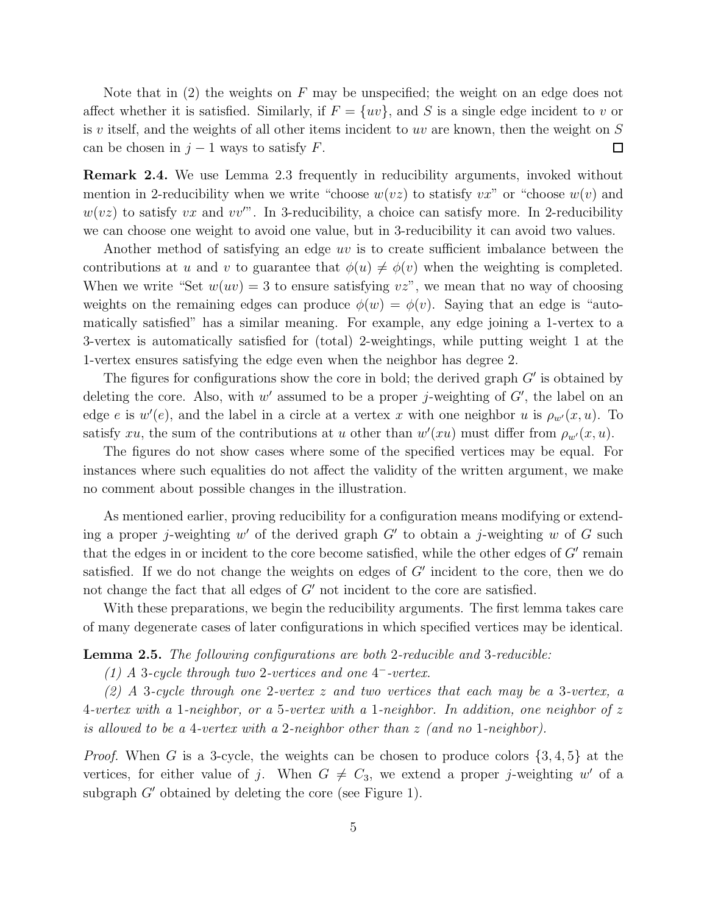Note that in (2) the weights on $F$ may be unspecified; the weight on an edge does not affect whether it is satisfied. Similarly, if $F = \{uv\}$, and $S$ is a single edge incident to $v$ or is $v$ itself, and the weights of all other items incident to $uv$ are known, then the weight on $S$ can be chosen in $j-1$ ways to satisfy $F$. □

**Remark 2.4.** We use Lemma 2.3 frequently in reducibility arguments, invoked without mention in 2-reducibility when we write "choose $w(vz)$ to satisfy $vx$" or "choose $w(v)$ and $w(vz)$ to satisfy $vx$ and $vv'$". In 3-reducibility, a choice can satisfy more. In 2-reducibility we can choose one weight to avoid one value, but in 3-reducibility it can avoid two values.

Another method of satisfying an edge $uv$ is to create sufficient imbalance between the contributions at $u$ and $v$ to guarantee that $\phi(u) \neq \phi(v)$ when the weighting is completed. When we write "Set $w(uv) = 3$ to ensure satisfying $vz$", we mean that no way of choosing weights on the remaining edges can produce $\phi(w) = \phi(v)$. Saying that an edge is "automatically satisfied" has a similar meaning. For example, any edge joining a 1-vertex to a 3-vertex is automatically satisfied for (total) 2-weightings, while putting weight 1 at the 1-vertex ensures satisfying the edge even when the neighbor has degree 2.

The figures for configurations show the core in bold; the derived graph $G'$ is obtained by deleting the core. Also, with $w'$ assumed to be a proper $j$-weighting of $G'$, the label on an edge $e$ is $w'(e)$, and the label in a circle at a vertex $x$ with one neighbor $u$ is $\rho_{w'}(x, u)$. To satisfy $xu$, the sum of the contributions at $u$ other than $w'(xu)$ must differ from $\rho_{w'}(x, u)$.

The figures do not show cases where some of the specified vertices may be equal. For instances where such equalities do not affect the validity of the written argument, we make no comment about possible changes in the illustration.

As mentioned earlier, proving reducibility for a configuration means modifying or extending a proper $j$-weighting $w'$ of the derived graph $G'$ to obtain a $j$-weighting $w$ of $G$ such that the edges in or incident to the core become satisfied, while the other edges of $G'$ remain satisfied. If we do not change the weights on edges of $G'$ incident to the core, then we do not change the fact that all edges of $G'$ not incident to the core are satisfied.

With these preparations, we begin the reducibility arguments. The first lemma takes care of many degenerate cases of later configurations in which specified vertices may be identical.

**Lemma 2.5.** *The following configurations are both 2-reducible and 3-reducible:*

*(1) A 3-cycle through two 2-vertices and one $4^-$-vertex.*

*(2) A 3-cycle through one 2-vertex $z$ and two vertices that each may be a 3-vertex, a 4-vertex with a 1-neighbor, or a 5-vertex with a 1-neighbor. In addition, one neighbor of $z$ is allowed to be a 4-vertex with a 2-neighbor other than $z$ (and no 1-neighbor).*

*Proof.* When $G$ is a 3-cycle, the weights can be chosen to produce colors $\{3, 4, 5\}$ at the vertices, for either value of $j$. When $G \neq C_3$, we extend a proper $j$-weighting $w'$ of a subgraph $G'$ obtained by deleting the core (see Figure 1).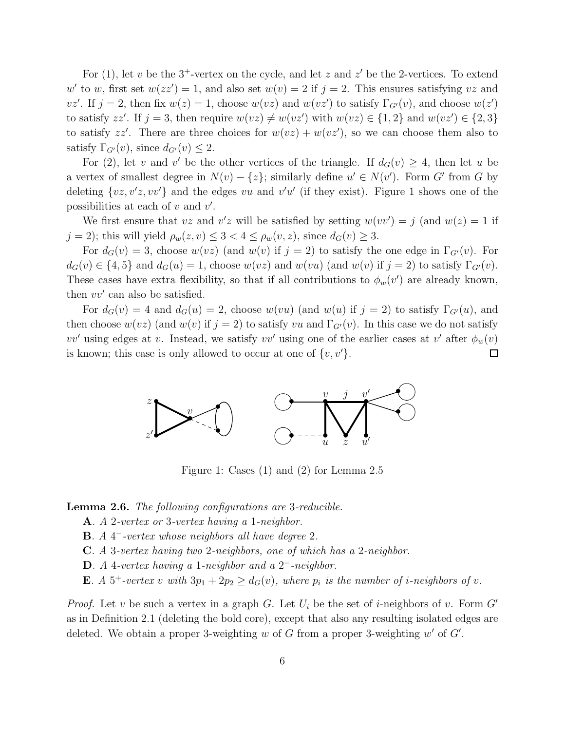For (1), let $v$ be the $3^+$-vertex on the cycle, and let $z$ and $z'$ be the 2-vertices. To extend $w'$ to $w$, first set $w(zz') = 1$, and also set $w(v) = 2$ if $j = 2$. This ensures satisfying $vz$ and $vz'$. If $j = 2$, then fix $w(z) = 1$, choose $w(vz)$ and $w(vz')$ to satisfy $\Gamma_{G'}(v)$, and choose $w(z')$ to satisfy $zz'$. If $j = 3$, then require $w(vz) \neq w(vz')$ with $w(vz) \in \{1, 2\}$ and $w(vz') \in \{2, 3\}$ to satisfy $zz'$. There are three choices for $w(vz) + w(vz')$, so we can choose them also to satisfy $\Gamma_{G'}(v)$, since $d_{G'}(v) \leq 2$.

For (2), let $v$ and $v'$ be the other vertices of the triangle. If $d_G(v) \geq 4$, then let $u$ be a vertex of smallest degree in $N(v) - \{z\}$; similarly define $u' \in N(v')$. Form $G'$ from $G$ by deleting $\{vz, v'z, vv'\}$ and the edges $vu$ and $v'u'$ (if they exist). Figure 1 shows one of the possibilities at each of $v$ and $v'$.

We first ensure that $vz$ and $v'z$ will be satisfied by setting $w(vv') = j$ (and $w(z) = 1$ if $j = 2$); this will yield $\rho_w(z, v) \leq 3 < 4 \leq \rho_w(v, z)$, since $d_G(v) \geq 3$.

For $d_G(v) = 3$, choose $w(vz)$ (and $w(v)$ if $j = 2$) to satisfy the one edge in $\Gamma_{G'}(v)$. For $d_G(v) \in \{4, 5\}$ and $d_G(u) = 1$, choose $w(vz)$ and $w(vu)$ (and $w(v)$ if $j = 2$) to satisfy $\Gamma_{G'}(v)$. These cases have extra flexibility, so that if all contributions to $\phi_w(v')$ are already known, then $vv'$ can also be satisfied.

For $d_G(v) = 4$ and $d_G(u) = 2$, choose $w(vu)$ (and $w(u)$ if $j = 2$) to satisfy $\Gamma_{G'}(u)$, and then choose $w(vz)$ (and $w(v)$ if $j = 2$) to satisfy $vu$ and $\Gamma_{G'}(v)$. In this case we do not satisfy $vv'$ using edges at $v$. Instead, we satisfy $vv'$ using one of the earlier cases at $v'$ after $\phi_w(v)$ is known; this case is only allowed to occur at one of $\{v, v'\}$. □

z
z'
v
v
j
v'
u
z
u'

Figure 1: Cases (1) and (2) for Lemma 2.5

**Lemma 2.6.** *The following configurations are 3-reducible.*

**A**. *A 2-vertex or 3-vertex having a 1-neighbor.*

**B**. *A $4^-$-vertex whose neighbors all have degree 2.*

**C**. *A 3-vertex having two 2-neighbors, one of which has a 2-neighbor.*

**D**. *A 4-vertex having a 1-neighbor and a $2^-$-neighbor.*

**E**. *A $5^+$-vertex $v$ with $3p_1 + 2p_2 \geq d_G(v)$, where $p_i$ is the number of $i$-neighbors of $v$.*

*Proof.* Let $v$ be such a vertex in a graph $G$. Let $U_i$ be the set of $i$-neighbors of $v$. Form $G'$ as in Definition 2.1 (deleting the bold core), except that also any resulting isolated edges are deleted. We obtain a proper 3-weighting $w$ of $G$ from a proper 3-weighting $w'$ of $G'$.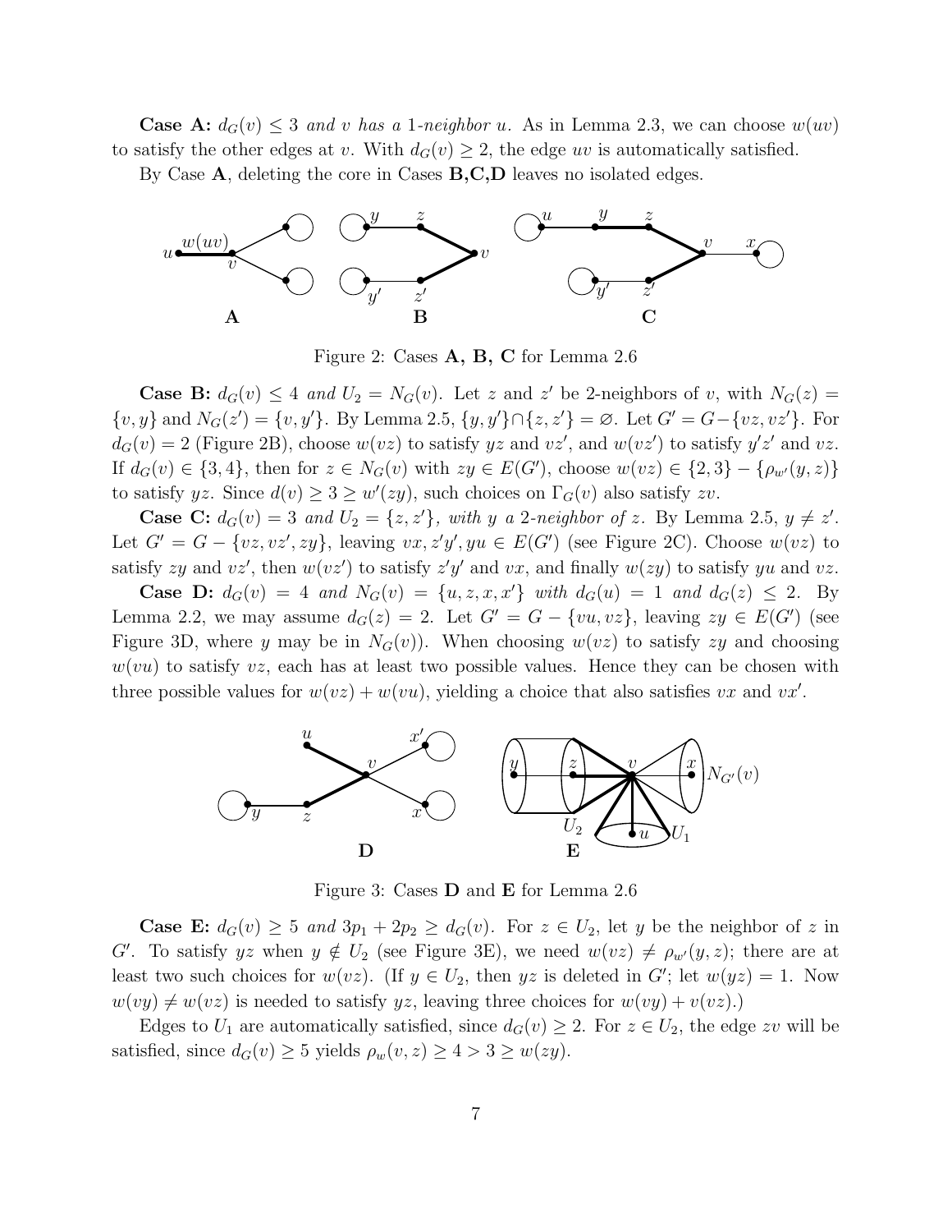**Case A:** *$d_G(v) \le 3$ and $v$ has a 1-neighbor $u$.* As in Lemma 2.3, we can choose $w(uv)$ to satisfy the other edges at $v$. With $d_G(v) \ge 2$, the edge $uv$ is automatically satisfied.

By Case **A**, deleting the core in Cases **B,C,D** leaves no isolated edges.

Figure 2: Cases **A, B, C** for Lemma 2.6

**Case B:** *$d_G(v) \le 4$ and $U_2 = N_G(v)$.* Let $z$ and $z'$ be 2-neighbors of $v$, with $N_G(z) = \{v, y\}$ and $N_G(z') = \{v, y'\}$. By Lemma 2.5, $\{y, y'\} \cap \{z, z'\} = \varnothing$. Let $G' = G - \{vz, vz'\}$. For $d_G(v) = 2$ (Figure 2B), choose $w(vz)$ to satisfy $yz$ and $vz'$, and $w(vz')$ to satisfy $y'z'$ and $vz$. If $d_G(v) \in \{3, 4\}$, then for $z \in N_G(v)$ with $zy \in E(G')$, choose $w(vz) \in \{2, 3\} - \{\rho_{w'}(y, z)\}$ to satisfy $yz$. Since $d(v) \ge 3 \ge w'(zy)$, such choices on $\Gamma_G(v)$ also satisfy $zv$.

**Case C:** *$d_G(v) = 3$ and $U_2 = \{z, z'\}$, with $y$ a 2-neighbor of $z$.* By Lemma 2.5, $y \ne z'$. Let $G' = G - \{vz, vz', zy\}$, leaving $vx, z'y', yu \in E(G')$ (see Figure 2C). Choose $w(vz)$ to satisfy $zy$ and $vz'$, then $w(vz')$ to satisfy $z'y'$ and $vx$, and finally $w(zy)$ to satisfy $yu$ and $vz$.

**Case D:** *$d_G(v) = 4$ and $N_G(v) = \{u, z, x, x'\}$ with $d_G(u) = 1$ and $d_G(z) \le 2$.* By Lemma 2.2, we may assume $d_G(z) = 2$. Let $G' = G - \{vu, vz\}$, leaving $zy \in E(G')$ (see Figure 3D, where $y$ may be in $N_G(v)$). When choosing $w(vz)$ to satisfy $zy$ and choosing $w(vu)$ to satisfy $vz$, each has at least two possible values. Hence they can be chosen with three possible values for $w(vz) + w(vu)$, yielding a choice that also satisfies $vx$ and $vx'$.

Figure 3: Cases **D** and **E** for Lemma 2.6

**Case E:** *$d_G(v) \ge 5$ and $3p_1 + 2p_2 \ge d_G(v)$.* For $z \in U_2$, let $y$ be the neighbor of $z$ in $G'$. To satisfy $yz$ when $y \notin U_2$ (see Figure 3E), we need $w(vz) \ne \rho_{w'}(y, z)$; there are at least two such choices for $w(vz)$. (If $y \in U_2$, then $yz$ is deleted in $G'$; let $w(yz) = 1$. Now $w(vy) \ne w(vz)$ is needed to satisfy $yz$, leaving three choices for $w(vy) + v(vz)$.)

Edges to $U_1$ are automatically satisfied, since $d_G(v) \ge 2$. For $z \in U_2$, the edge $zv$ will be satisfied, since $d_G(v) \ge 5$ yields $\rho_w(v, z) \ge 4 > 3 \ge w(zy)$.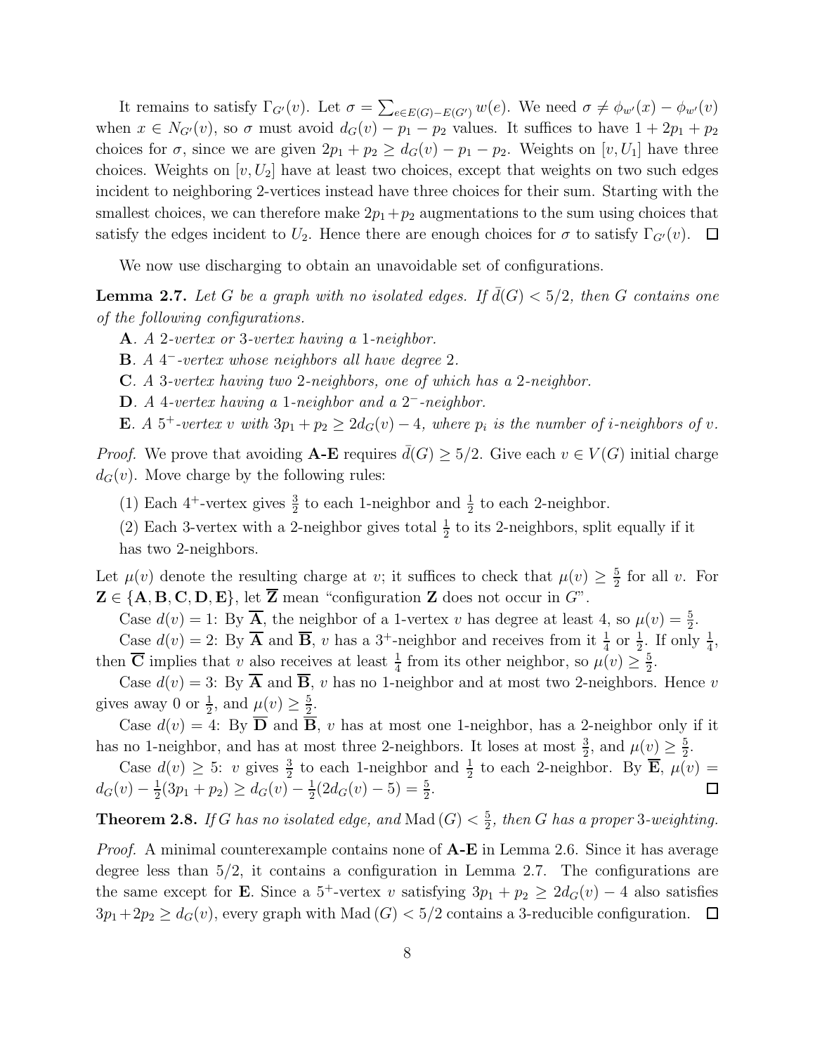It remains to satisfy $\Gamma_{G'}(v)$. Let $\sigma = \sum_{e \in E(G)-E(G')} w(e)$. We need $\sigma \neq \phi_{w'}(x) - \phi_{w'}(v)$ when $x \in N_{G'}(v)$, so $\sigma$ must avoid $d_G(v) - p_1 - p_2$ values. It suffices to have $1 + 2p_1 + p_2$ choices for $\sigma$, since we are given $2p_1 + p_2 \geq d_G(v) - p_1 - p_2$. Weights on $[v, U_1]$ have three choices. Weights on $[v, U_2]$ have at least two choices, except that weights on two such edges incident to neighboring 2-vertices instead have three choices for their sum. Starting with the smallest choices, we can therefore make $2p_1 + p_2$ augmentations to the sum using choices that satisfy the edges incident to $U_2$. Hence there are enough choices for $\sigma$ to satisfy $\Gamma_{G'}(v)$. $\square$

We now use discharging to obtain an unavoidable set of configurations.

**Lemma 2.7.** *Let $G$ be a graph with no isolated edges. If $\bar{d}(G) < 5/2$, then $G$ contains one of the following configurations.*

**A**. *A 2-vertex or 3-vertex having a 1-neighbor.*

**B**. *A $4^-$-vertex whose neighbors all have degree 2.*

**C**. *A 3-vertex having two 2-neighbors, one of which has a 2-neighbor.*

**D**. *A 4-vertex having a 1-neighbor and a $2^-$-neighbor.*

**E**. *A $5^+$-vertex $v$ with $3p_1 + p_2 \geq 2d_G(v) - 4$, where $p_i$ is the number of $i$-neighbors of $v$.*

*Proof.* We prove that avoiding **A-E** requires $\bar{d}(G) \geq 5/2$. Give each $v \in V(G)$ initial charge $d_G(v)$. Move charge by the following rules:

(1) Each $4^+$-vertex gives $\frac{3}{2}$ to each 1-neighbor and $\frac{1}{2}$ to each 2-neighbor.

(2) Each 3-vertex with a 2-neighbor gives total $\frac{1}{2}$ to its 2-neighbors, split equally if it has two 2-neighbors.

Let $\mu(v)$ denote the resulting charge at $v$; it suffices to check that $\mu(v) \geq \frac{5}{2}$ for all $v$. For $\mathbf{Z} \in \{\mathbf{A}, \mathbf{B}, \mathbf{C}, \mathbf{D}, \mathbf{E}\}$, let $\overline{\mathbf{Z}}$ mean "configuration $\mathbf{Z}$ does not occur in $G$".

Case $d(v) = 1$: By $\overline{\mathbf{A}}$, the neighbor of a 1-vertex $v$ has degree at least 4, so $\mu(v) = \frac{5}{2}$.

Case $d(v) = 2$: By $\overline{\mathbf{A}}$ and $\overline{\mathbf{B}}$, $v$ has a $3^+$-neighbor and receives from it $\frac{1}{4}$ or $\frac{1}{2}$. If only $\frac{1}{4}$, then $\overline{\mathbf{C}}$ implies that $v$ also receives at least $\frac{1}{4}$ from its other neighbor, so $\mu(v) \geq \frac{5}{2}$.

Case $d(v) = 3$: By $\overline{\mathbf{A}}$ and $\overline{\mathbf{B}}$, $v$ has no 1-neighbor and at most two 2-neighbors. Hence $v$ gives away 0 or $\frac{1}{2}$, and $\mu(v) \geq \frac{5}{2}$.

Case $d(v) = 4$: By $\overline{\mathbf{D}}$ and $\overline{\mathbf{B}}$, $v$ has at most one 1-neighbor, has a 2-neighbor only if it has no 1-neighbor, and has at most three 2-neighbors. It loses at most $\frac{3}{2}$, and $\mu(v) \geq \frac{5}{2}$.

Case $d(v) \geq 5$: $v$ gives $\frac{3}{2}$ to each 1-neighbor and $\frac{1}{2}$ to each 2-neighbor. By $\overline{\mathbf{E}}$, $\mu(v) = d_G(v) - \frac{1}{2}(3p_1 + p_2) \geq d_G(v) - \frac{1}{2}(2d_G(v) - 5) = \frac{5}{2}$. $\square$

**Theorem 2.8.** *If $G$ has no isolated edge, and $\text{Mad}\,(G) < \frac{5}{2}$, then $G$ has a proper 3-weighting.*

*Proof.* A minimal counterexample contains none of **A-E** in Lemma 2.6. Since it has average degree less than 5/2, it contains a configuration in Lemma 2.7. The configurations are the same except for **E**. Since a $5^+$-vertex $v$ satisfying $3p_1 + p_2 \geq 2d_G(v) - 4$ also satisfies $3p_1 + 2p_2 \geq d_G(v)$, every graph with $\text{Mad}\,(G) < 5/2$ contains a 3-reducible configuration. $\square$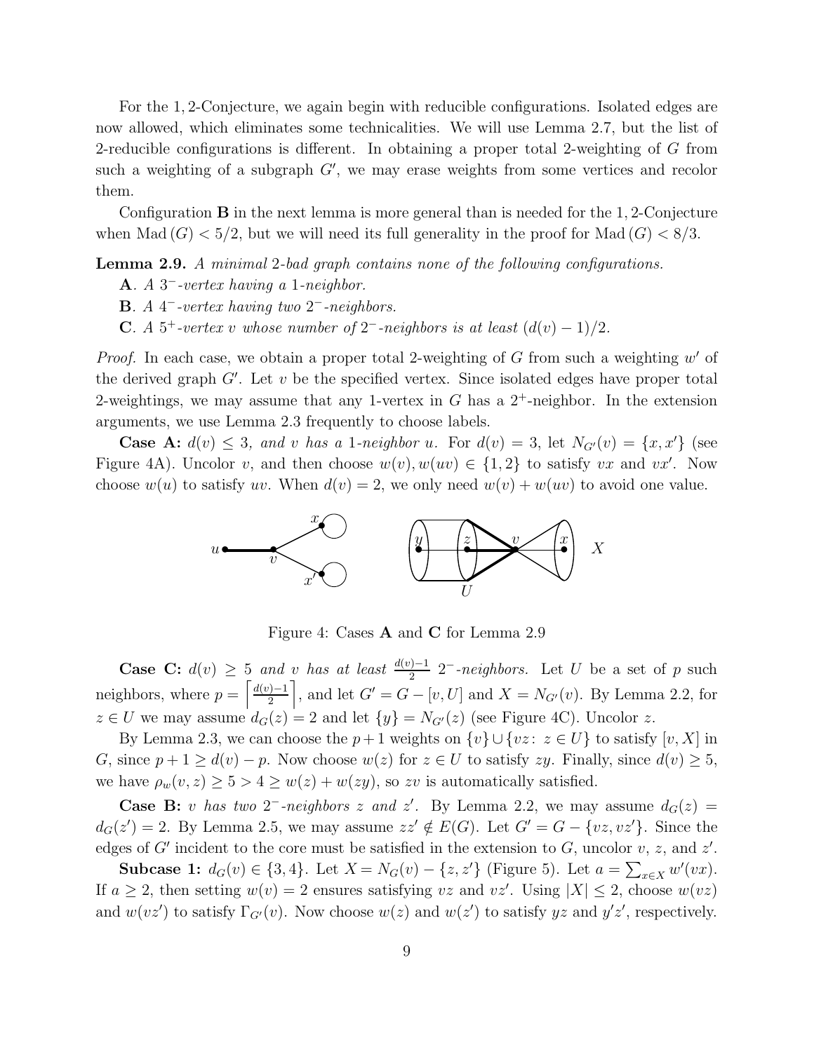For the $1,2$-Conjecture, we again begin with reducible configurations. Isolated edges are now allowed, which eliminates some technicalities. We will use Lemma 2.7, but the list of 2-reducible configurations is different. In obtaining a proper total 2-weighting of $G$ from such a weighting of a subgraph $G'$, we may erase weights from some vertices and recolor them.

Configuration **B** in the next lemma is more general than is needed for the $1,2$-Conjecture when $\mathrm{Mad}\,(G) < 5/2$, but we will need its full generality in the proof for $\mathrm{Mad}\,(G) < 8/3$.

**Lemma 2.9.** *A minimal* 2*-bad graph contains none of the following configurations.*

**A**. *A* $3^-$*-vertex having a* 1*-neighbor.*

**B**. *A* $4^-$*-vertex having two* $2^-$*-neighbors.*

**C**. *A* $5^+$*-vertex* $v$ *whose number of* $2^-$*-neighbors is at least* $(d(v) - 1)/2$*.*

*Proof.* In each case, we obtain a proper total 2-weighting of $G$ from such a weighting $w'$ of the derived graph $G'$. Let $v$ be the specified vertex. Since isolated edges have proper total 2-weightings, we may assume that any 1-vertex in $G$ has a $2^+$-neighbor. In the extension arguments, we use Lemma 2.3 frequently to choose labels.

**Case A:** *$d(v) \le 3$, and $v$ has a 1-neighbor $u$.* For $d(v) = 3$, let $N_{G'}(v) = \{x, x'\}$ (see Figure 4A). Uncolor $v$, and then choose $w(v), w(uv) \in \{1, 2\}$ to satisfy $vx$ and $vx'$. Now choose $w(u)$ to satisfy $uv$. When $d(v) = 2$, we only need $w(v) + w(uv)$ to avoid one value.

Figure 4: Cases **A** and **C** for Lemma 2.9

**Case C:** *$d(v) \ge 5$ and $v$ has at least $\frac{d(v)-1}{2}$ $2^-$-neighbors.* Let $U$ be a set of $p$ such neighbors, where $p = \left\lceil \frac{d(v)-1}{2} \right\rceil$, and let $G' = G - [v, U]$ and $X = N_{G'}(v)$. By Lemma 2.2, for $z \in U$ we may assume $d_G(z) = 2$ and let $\{y\} = N_{G'}(z)$ (see Figure 4C). Uncolor $z$.

By Lemma 2.3, we can choose the $p+1$ weights on $\{v\} \cup \{vz : z \in U\}$ to satisfy $[v, X]$ in $G$, since $p + 1 \ge d(v) - p$. Now choose $w(z)$ for $z \in U$ to satisfy $zy$. Finally, since $d(v) \ge 5$, we have $\rho_w(v, z) \ge 5 > 4 \ge w(z) + w(zy)$, so $zv$ is automatically satisfied.

**Case B:** *$v$ has two $2^-$-neighbors $z$ and $z'$.* By Lemma 2.2, we may assume $d_G(z) = d_G(z') = 2$. By Lemma 2.5, we may assume $zz' \notin E(G)$. Let $G' = G - \{vz, vz'\}$. Since the edges of $G'$ incident to the core must be satisfied in the extension to $G$, uncolor $v$, $z$, and $z'$.

**Subcase 1:** $d_G(v) \in \{3, 4\}$. Let $X = N_G(v) - \{z, z'\}$ (Figure 5). Let $a = \sum_{x \in X} w'(vx)$. If $a \ge 2$, then setting $w(v) = 2$ ensures satisfying $vz$ and $vz'$. Using $|X| \le 2$, choose $w(vz)$ and $w(vz')$ to satisfy $\Gamma_{G'}(v)$. Now choose $w(z)$ and $w(z')$ to satisfy $yz$ and $y'z'$, respectively.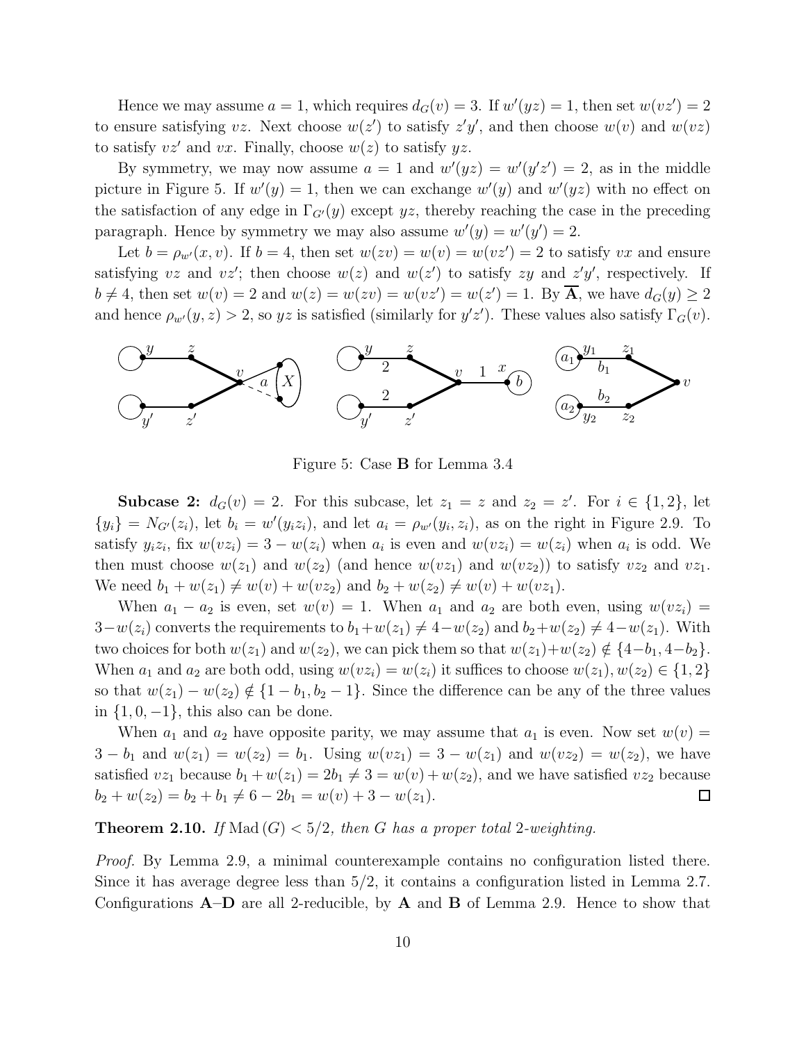Hence we may assume $a = 1$, which requires $d_G(v) = 3$. If $w'(yz) = 1$, then set $w(vz') = 2$ to ensure satisfying $vz$. Next choose $w(z')$ to satisfy $z'y'$, and then choose $w(v)$ and $w(vz)$ to satisfy $vz'$ and $vx$. Finally, choose $w(z)$ to satisfy $yz$.

By symmetry, we may now assume $a = 1$ and $w'(yz) = w'(y'z') = 2$, as in the middle picture in Figure 5. If $w'(y) = 1$, then we can exchange $w'(y)$ and $w'(yz)$ with no effect on the satisfaction of any edge in $\Gamma_{G'}(y)$ except $yz$, thereby reaching the case in the preceding paragraph. Hence by symmetry we may also assume $w'(y) = w'(y') = 2$.

Let $b = \rho_{w'}(x, v)$. If $b = 4$, then set $w(zv) = w(v) = w(vz') = 2$ to satisfy $vx$ and ensure satisfying $vz$ and $vz'$; then choose $w(z)$ and $w(z')$ to satisfy $zy$ and $z'y'$, respectively. If $b \neq 4$, then set $w(v) = 2$ and $w(z) = w(zv) = w(vz') = w(z') = 1$. By $\overline{\mathbf{A}}$, we have $d_G(y) \geq 2$ and hence $\rho_{w'}(y, z) > 2$, so $yz$ is satisfied (similarly for $y'z'$). These values also satisfy $\Gamma_G(v)$.

Figure 5: Case **B** for Lemma 3.4

**Subcase 2:** $d_G(v) = 2$. For this subcase, let $z_1 = z$ and $z_2 = z'$. For $i \in \{1, 2\}$, let $\{y_i\} = N_{G'}(z_i)$, let $b_i = w'(y_i z_i)$, and let $a_i = \rho_{w'}(y_i, z_i)$, as on the right in Figure 2.9. To satisfy $y_i z_i$, fix $w(vz_i) = 3 - w(z_i)$ when $a_i$ is even and $w(vz_i) = w(z_i)$ when $a_i$ is odd. We then must choose $w(z_1)$ and $w(z_2)$ (and hence $w(vz_1)$ and $w(vz_2)$) to satisfy $vz_2$ and $vz_1$. We need $b_1 + w(z_1) \neq w(v) + w(vz_2)$ and $b_2 + w(z_2) \neq w(v) + w(vz_1)$.

When $a_1 - a_2$ is even, set $w(v) = 1$. When $a_1$ and $a_2$ are both even, using $w(vz_i) = 3 - w(z_i)$ converts the requirements to $b_1 + w(z_1) \neq 4 - w(z_2)$ and $b_2 + w(z_2) \neq 4 - w(z_1)$. With two choices for both $w(z_1)$ and $w(z_2)$, we can pick them so that $w(z_1) + w(z_2) \notin \{4 - b_1, 4 - b_2\}$. When $a_1$ and $a_2$ are both odd, using $w(vz_i) = w(z_i)$ it suffices to choose $w(z_1), w(z_2) \in \{1, 2\}$ so that $w(z_1) - w(z_2) \notin \{1 - b_1, b_2 - 1\}$. Since the difference can be any of the three values in $\{1, 0, -1\}$, this also can be done.

When $a_1$ and $a_2$ have opposite parity, we may assume that $a_1$ is even. Now set $w(v) = 3 - b_1$ and $w(z_1) = w(z_2) = b_1$. Using $w(vz_1) = 3 - w(z_1)$ and $w(vz_2) = w(z_2)$, we have satisfied $vz_1$ because $b_1 + w(z_1) = 2b_1 \neq 3 = w(v) + w(z_2)$, and we have satisfied $vz_2$ because $b_2 + w(z_2) = b_2 + b_1 \neq 6 - 2b_1 = w(v) + 3 - w(z_1)$. □

**Theorem 2.10.** *If* $\mathrm{Mad}\,(G) < 5/2$*, then* $G$ *has a proper total* 2*-weighting.*

*Proof.* By Lemma 2.9, a minimal counterexample contains no configuration listed there. Since it has average degree less than $5/2$, it contains a configuration listed in Lemma 2.7. Configurations **A**–**D** are all 2-reducible, by **A** and **B** of Lemma 2.9. Hence to show that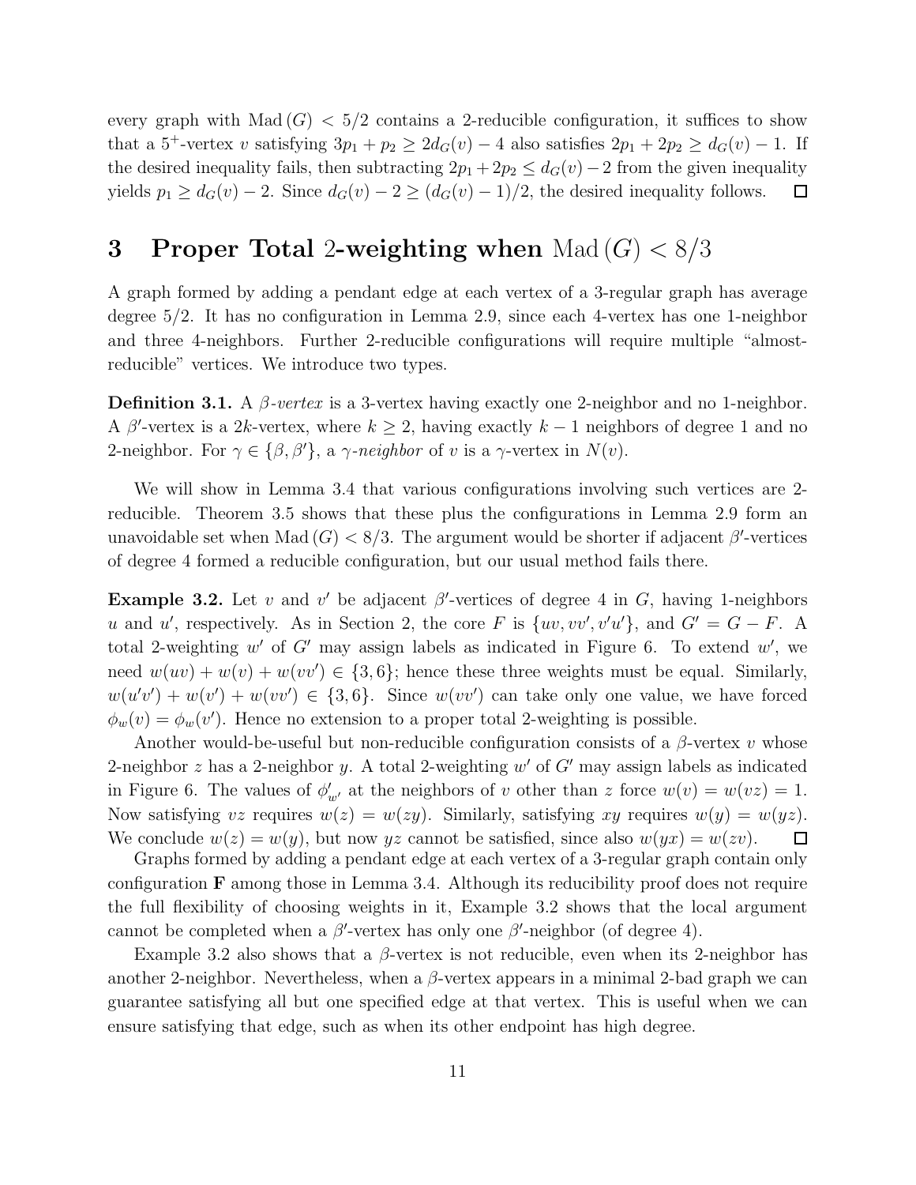every graph with $\mathrm{Mad}\,(G) < 5/2$ contains a 2-reducible configuration, it suffices to show that a $5^+$-vertex $v$ satisfying $3p_1 + p_2 \ge 2d_G(v) - 4$ also satisfies $2p_1 + 2p_2 \ge d_G(v) - 1$. If the desired inequality fails, then subtracting $2p_1 + 2p_2 \le d_G(v) - 2$ from the given inequality yields $p_1 \ge d_G(v) - 2$. Since $d_G(v) - 2 \ge (d_G(v) - 1)/2$, the desired inequality follows. □

# 3 Proper Total 2-weighting when $\mathrm{Mad}\,(G) < 8/3$

A graph formed by adding a pendant edge at each vertex of a 3-regular graph has average degree 5/2. It has no configuration in Lemma 2.9, since each 4-vertex has one 1-neighbor and three 4-neighbors. Further 2-reducible configurations will require multiple "almost-reducible" vertices. We introduce two types.

**Definition 3.1.** A *$\beta$-vertex* is a 3-vertex having exactly one 2-neighbor and no 1-neighbor. A $\beta'$-vertex is a $2k$-vertex, where $k \ge 2$, having exactly $k - 1$ neighbors of degree 1 and no 2-neighbor. For $\gamma \in \{\beta, \beta'\}$, a *$\gamma$-neighbor* of $v$ is a $\gamma$-vertex in $N(v)$.

We will show in Lemma 3.4 that various configurations involving such vertices are 2-reducible. Theorem 3.5 shows that these plus the configurations in Lemma 2.9 form an unavoidable set when $\mathrm{Mad}\,(G) < 8/3$. The argument would be shorter if adjacent $\beta'$-vertices of degree 4 formed a reducible configuration, but our usual method fails there.

**Example 3.2.** Let $v$ and $v'$ be adjacent $\beta'$-vertices of degree 4 in $G$, having 1-neighbors $u$ and $u'$, respectively. As in Section 2, the core $F$ is $\{uv, vv', v'u'\}$, and $G' = G - F$. A total 2-weighting $w'$ of $G'$ may assign labels as indicated in Figure 6. To extend $w'$, we need $w(uv) + w(v) + w(vv') \in \{3, 6\}$; hence these three weights must be equal. Similarly, $w(u'v') + w(v') + w(vv') \in \{3, 6\}$. Since $w(vv')$ can take only one value, we have forced $\phi_w(v) = \phi_w(v')$. Hence no extension to a proper total 2-weighting is possible.

Another would-be-useful but non-reducible configuration consists of a $\beta$-vertex $v$ whose 2-neighbor $z$ has a 2-neighbor $y$. A total 2-weighting $w'$ of $G'$ may assign labels as indicated in Figure 6. The values of $\phi'_{w'}$ at the neighbors of $v$ other than $z$ force $w(v) = w(vz) = 1$. Now satisfying $vz$ requires $w(z) = w(zy)$. Similarly, satisfying $xy$ requires $w(y) = w(yz)$. We conclude $w(z) = w(y)$, but now $yz$ cannot be satisfied, since also $w(yx) = w(zv)$. □

Graphs formed by adding a pendant edge at each vertex of a 3-regular graph contain only configuration **F** among those in Lemma 3.4. Although its reducibility proof does not require the full flexibility of choosing weights in it, Example 3.2 shows that the local argument cannot be completed when a $\beta'$-vertex has only one $\beta'$-neighbor (of degree 4).

Example 3.2 also shows that a $\beta$-vertex is not reducible, even when its 2-neighbor has another 2-neighbor. Nevertheless, when a $\beta$-vertex appears in a minimal 2-bad graph we can guarantee satisfying all but one specified edge at that vertex. This is useful when we can ensure satisfying that edge, such as when its other endpoint has high degree.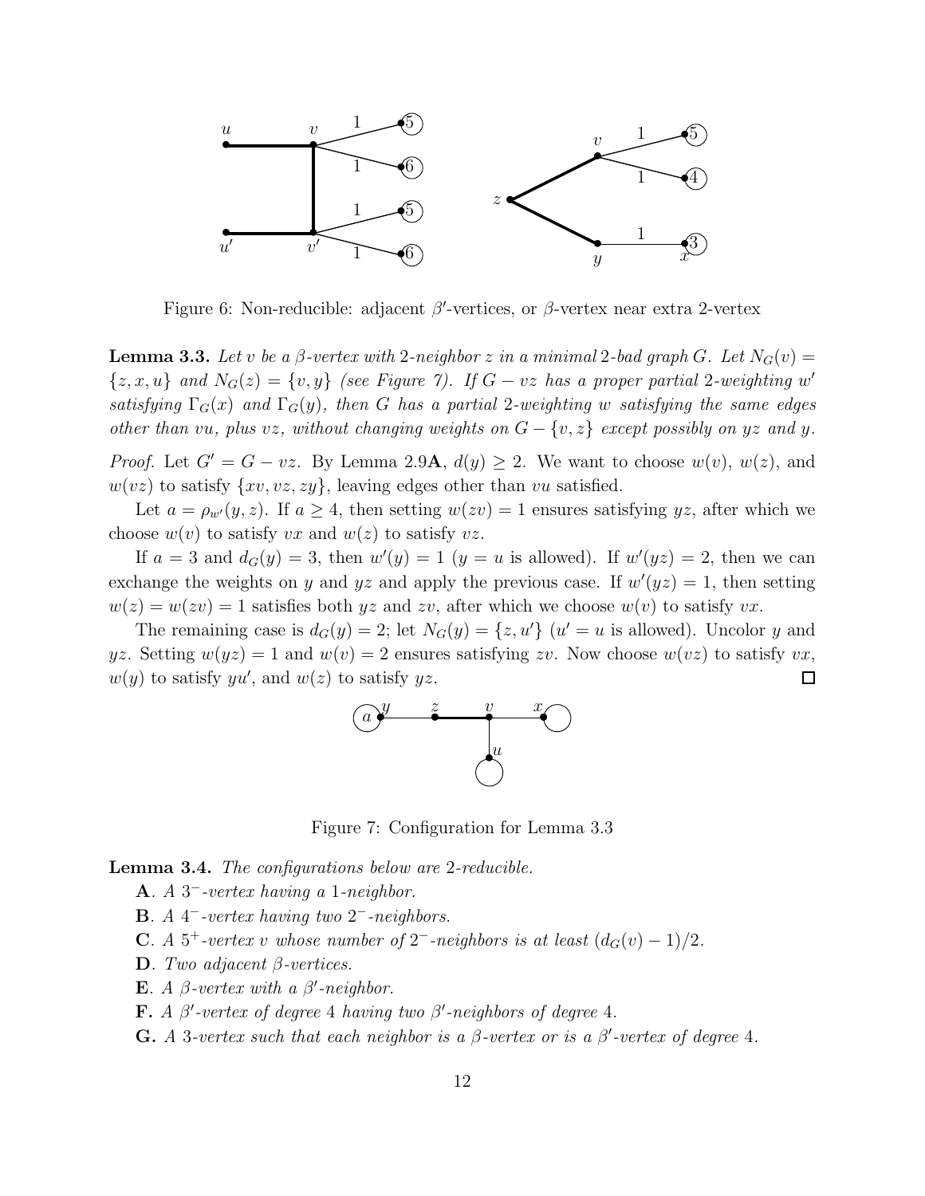Figure 6: Non-reducible: adjacent $\beta'$-vertices, or $\beta$-vertex near extra 2-vertex

**Lemma 3.3.** *Let $v$ be a $\beta$-vertex with 2-neighbor $z$ in a minimal 2-bad graph $G$. Let $N_G(v) = \{z, x, u\}$ and $N_G(z) = \{v, y\}$ (see Figure 7). If $G - vz$ has a proper partial 2-weighting $w'$ satisfying $\Gamma_G(x)$ and $\Gamma_G(y)$, then $G$ has a partial 2-weighting $w$ satisfying the same edges other than $vu$, plus $vz$, without changing weights on $G - \{v, z\}$ except possibly on $yz$ and $y$.*

*Proof.* Let $G' = G - vz$. By Lemma 2.9**A**, $d(y) \geq 2$. We want to choose $w(v)$, $w(z)$, and $w(vz)$ to satisfy $\{xv, vz, zy\}$, leaving edges other than $vu$ satisfied.

Let $a = \rho_{w'}(y, z)$. If $a \geq 4$, then setting $w(zv) = 1$ ensures satisfying $yz$, after which we choose $w(v)$ to satisfy $vx$ and $w(z)$ to satisfy $vz$.

If $a = 3$ and $d_G(y) = 3$, then $w'(y) = 1$ ($y = u$ is allowed). If $w'(yz) = 2$, then we can exchange the weights on $y$ and $yz$ and apply the previous case. If $w'(yz) = 1$, then setting $w(z) = w(zv) = 1$ satisfies both $yz$ and $zv$, after which we choose $w(v)$ to satisfy $vx$.

The remaining case is $d_G(y) = 2$; let $N_G(y) = \{z, u'\}$ ($u' = u$ is allowed). Uncolor $y$ and $yz$. Setting $w(yz) = 1$ and $w(v) = 2$ ensures satisfying $zv$. Now choose $w(vz)$ to satisfy $vx$, $w(y)$ to satisfy $yu'$, and $w(z)$ to satisfy $yz$. □

Figure 7: Configuration for Lemma 3.3

**Lemma 3.4.** *The configurations below are 2-reducible.*

**A**. *A $3^-$-vertex having a 1-neighbor.*

**B**. *A $4^-$-vertex having two $2^-$-neighbors.*

**C**. *A $5^+$-vertex $v$ whose number of $2^-$-neighbors is at least $(d_G(v) - 1)/2$.*

**D**. *Two adjacent $\beta$-vertices.*

**E**. *A $\beta$-vertex with a $\beta'$-neighbor.*

**F.** *A $\beta'$-vertex of degree 4 having two $\beta'$-neighbors of degree 4.*

**G.** *A 3-vertex such that each neighbor is a $\beta$-vertex or is a $\beta'$-vertex of degree 4.*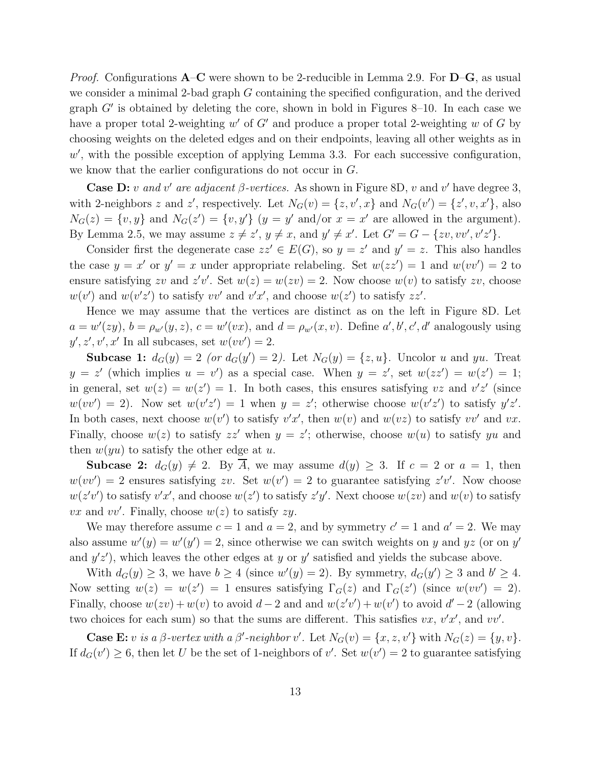*Proof.* Configurations **A**–**C** were shown to be 2-reducible in Lemma 2.9. For **D**–**G**, as usual we consider a minimal 2-bad graph $G$ containing the specified configuration, and the derived graph $G'$ is obtained by deleting the core, shown in bold in Figures 8–10. In each case we have a proper total 2-weighting $w'$ of $G'$ and produce a proper total 2-weighting $w$ of $G$ by choosing weights on the deleted edges and on their endpoints, leaving all other weights as in $w'$, with the possible exception of applying Lemma 3.3. For each successive configuration, we know that the earlier configurations do not occur in $G$.

**Case D:** *$v$ and $v'$ are adjacent $\beta$-vertices.* As shown in Figure 8D, $v$ and $v'$ have degree 3, with 2-neighbors $z$ and $z'$, respectively. Let $N_G(v) = \{z, v', x\}$ and $N_G(v') = \{z', v, x'\}$, also $N_G(z) = \{v, y\}$ and $N_G(z') = \{v, y'\}$ ($y = y'$ and/or $x = x'$ are allowed in the argument). By Lemma 2.5, we may assume $z \neq z'$, $y \neq x$, and $y' \neq x'$. Let $G' = G - \{zv, vv', v'z'\}$.

Consider first the degenerate case $zz' \in E(G)$, so $y = z'$ and $y' = z$. This also handles the case $y = x'$ or $y' = x$ under appropriate relabeling. Set $w(zz') = 1$ and $w(vv') = 2$ to ensure satisfying $zv$ and $z'v'$. Set $w(z) = w(zv) = 2$. Now choose $w(v)$ to satisfy $zv$, choose $w(v')$ and $w(v'z')$ to satisfy $vv'$ and $v'x'$, and choose $w(z')$ to satisfy $zz'$.

Hence we may assume that the vertices are distinct as on the left in Figure 8D. Let $a = w'(zy)$, $b = \rho_{w'}(y, z)$, $c = w'(vx)$, and $d = \rho_{w'}(x, v)$. Define $a', b', c', d'$ analogously using $y', z', v', x'$ In all subcases, set $w(vv') = 2$.

**Subcase 1:** $d_G(y) = 2$ *(or $d_G(y') = 2$).* Let $N_G(y) = \{z, u\}$. Uncolor $u$ and $yu$. Treat $y = z'$ (which implies $u = v'$) as a special case. When $y = z'$, set $w(zz') = w(z') = 1$; in general, set $w(z) = w(z') = 1$. In both cases, this ensures satisfying $vz$ and $v'z'$ (since $w(vv') = 2$). Now set $w(v'z') = 1$ when $y = z'$; otherwise choose $w(v'z')$ to satisfy $y'z'$. In both cases, next choose $w(v')$ to satisfy $v'x'$, then $w(v)$ and $w(vz)$ to satisfy $vv'$ and $vx$. Finally, choose $w(z)$ to satisfy $zz'$ when $y = z'$; otherwise, choose $w(u)$ to satisfy $yu$ and then $w(yu)$ to satisfy the other edge at $u$.

**Subcase 2:** $d_G(y) \neq 2$. By $\overline{A}$, we may assume $d(y) \geq 3$. If $c = 2$ or $a = 1$, then $w(vv') = 2$ ensures satisfying $zv$. Set $w(v') = 2$ to guarantee satisfying $z'v'$. Now choose $w(z'v')$ to satisfy $v'x'$, and choose $w(z')$ to satisfy $z'y'$. Next choose $w(zv)$ and $w(v)$ to satisfy $vx$ and $vv'$. Finally, choose $w(z)$ to satisfy $zy$.

We may therefore assume $c = 1$ and $a = 2$, and by symmetry $c' = 1$ and $a' = 2$. We may also assume $w'(y) = w'(y') = 2$, since otherwise we can switch weights on $y$ and $yz$ (or on $y'$ and $y'z'$), which leaves the other edges at $y$ or $y'$ satisfied and yields the subcase above.

With $d_G(y) \geq 3$, we have $b \geq 4$ (since $w'(y) = 2$). By symmetry, $d_G(y') \geq 3$ and $b' \geq 4$. Now setting $w(z) = w(z') = 1$ ensures satisfying $\Gamma_G(z)$ and $\Gamma_G(z')$ (since $w(vv') = 2$). Finally, choose $w(zv) + w(v)$ to avoid $d - 2$ and and $w(z'v') + w(v')$ to avoid $d' - 2$ (allowing two choices for each sum) so that the sums are different. This satisfies $vx$, $v'x'$, and $vv'$.

**Case E:** *$v$ is a $\beta$-vertex with a $\beta'$-neighbor $v'$.* Let $N_G(v) = \{x, z, v'\}$ with $N_G(z) = \{y, v\}$. If $d_G(v') \geq 6$, then let $U$ be the set of 1-neighbors of $v'$. Set $w(v') = 2$ to guarantee satisfying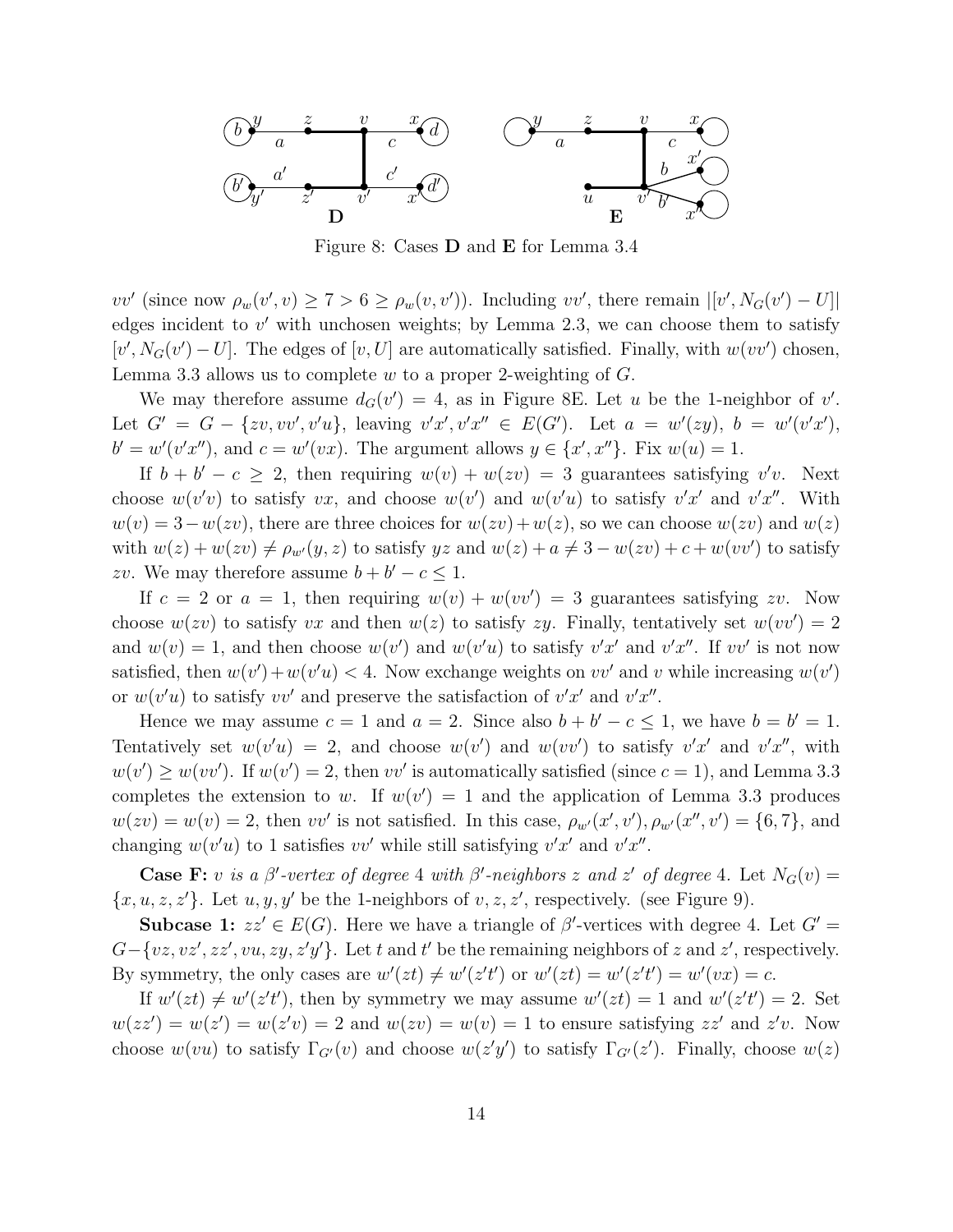Figure 8: Cases **D** and **E** for Lemma 3.4

$vv'$ (since now $\rho_w(v', v) \geq 7 > 6 \geq \rho_w(v, v')$). Including $vv'$, there remain $|[v', N_G(v') - U]|$ edges incident to $v'$ with unchosen weights; by Lemma 2.3, we can choose them to satisfy $[v', N_G(v') - U]$. The edges of $[v, U]$ are automatically satisfied. Finally, with $w(vv')$ chosen, Lemma 3.3 allows us to complete $w$ to a proper 2-weighting of $G$.

We may therefore assume $d_G(v') = 4$, as in Figure 8E. Let $u$ be the 1-neighbor of $v'$. Let $G' = G - \{zv, vv', v'u\}$, leaving $v'x', v'x'' \in E(G')$. Let $a = w'(zy)$, $b = w'(v'x')$, $b' = w'(v'x'')$, and $c = w'(vx)$. The argument allows $y \in \{x', x''\}$. Fix $w(u) = 1$.

If $b + b' - c \geq 2$, then requiring $w(v) + w(zv) = 3$ guarantees satisfying $v'v$. Next choose $w(v'v)$ to satisfy $vx$, and choose $w(v')$ and $w(v'u)$ to satisfy $v'x'$ and $v'x''$. With $w(v) = 3 - w(zv)$, there are three choices for $w(zv) + w(z)$, so we can choose $w(zv)$ and $w(z)$ with $w(z) + w(zv) \neq \rho_{w'}(y, z)$ to satisfy $yz$ and $w(z) + a \neq 3 - w(zv) + c + w(vv')$ to satisfy $zv$. We may therefore assume $b + b' - c \leq 1$.

If $c = 2$ or $a = 1$, then requiring $w(v) + w(vv') = 3$ guarantees satisfying $zv$. Now choose $w(zv)$ to satisfy $vx$ and then $w(z)$ to satisfy $zy$. Finally, tentatively set $w(vv') = 2$ and $w(v) = 1$, and then choose $w(v')$ and $w(v'u)$ to satisfy $v'x'$ and $v'x''$. If $vv'$ is not now satisfied, then $w(v') + w(v'u) < 4$. Now exchange weights on $vv'$ and $v$ while increasing $w(v')$ or $w(v'u)$ to satisfy $vv'$ and preserve the satisfaction of $v'x'$ and $v'x''$.

Hence we may assume $c = 1$ and $a = 2$. Since also $b + b' - c \leq 1$, we have $b = b' = 1$. Tentatively set $w(v'u) = 2$, and choose $w(v')$ and $w(vv')$ to satisfy $v'x'$ and $v'x''$, with $w(v') \geq w(vv')$. If $w(v') = 2$, then $vv'$ is automatically satisfied (since $c = 1$), and Lemma 3.3 completes the extension to $w$. If $w(v') = 1$ and the application of Lemma 3.3 produces $w(zv) = w(v) = 2$, then $vv'$ is not satisfied. In this case, $\rho_{w'}(x', v'), \rho_{w'}(x'', v') = \{6, 7\}$, and changing $w(v'u)$ to 1 satisfies $vv'$ while still satisfying $v'x'$ and $v'x''$.

**Case F:** *$v$ is a $\beta'$-vertex of degree 4 with $\beta'$-neighbors $z$ and $z'$ of degree* 4. Let $N_G(v) = \{x, u, z, z'\}$. Let $u, y, y'$ be the 1-neighbors of $v, z, z'$, respectively. (see Figure 9).

**Subcase 1:** $zz' \in E(G)$. Here we have a triangle of $\beta'$-vertices with degree 4. Let $G' = G - \{vz, vz', zz', vu, zy, z'y'\}$. Let $t$ and $t'$ be the remaining neighbors of $z$ and $z'$, respectively. By symmetry, the only cases are $w'(zt) \neq w'(z't')$ or $w'(zt) = w'(z't') = w'(vx) = c$.

If $w'(zt) \neq w'(z't')$, then by symmetry we may assume $w'(zt) = 1$ and $w'(z't') = 2$. Set $w(zz') = w(z') = w(z'v) = 2$ and $w(zv) = w(v) = 1$ to ensure satisfying $zz'$ and $z'v$. Now choose $w(vu)$ to satisfy $\Gamma_{G'}(v)$ and choose $w(z'y')$ to satisfy $\Gamma_{G'}(z')$. Finally, choose $w(z)$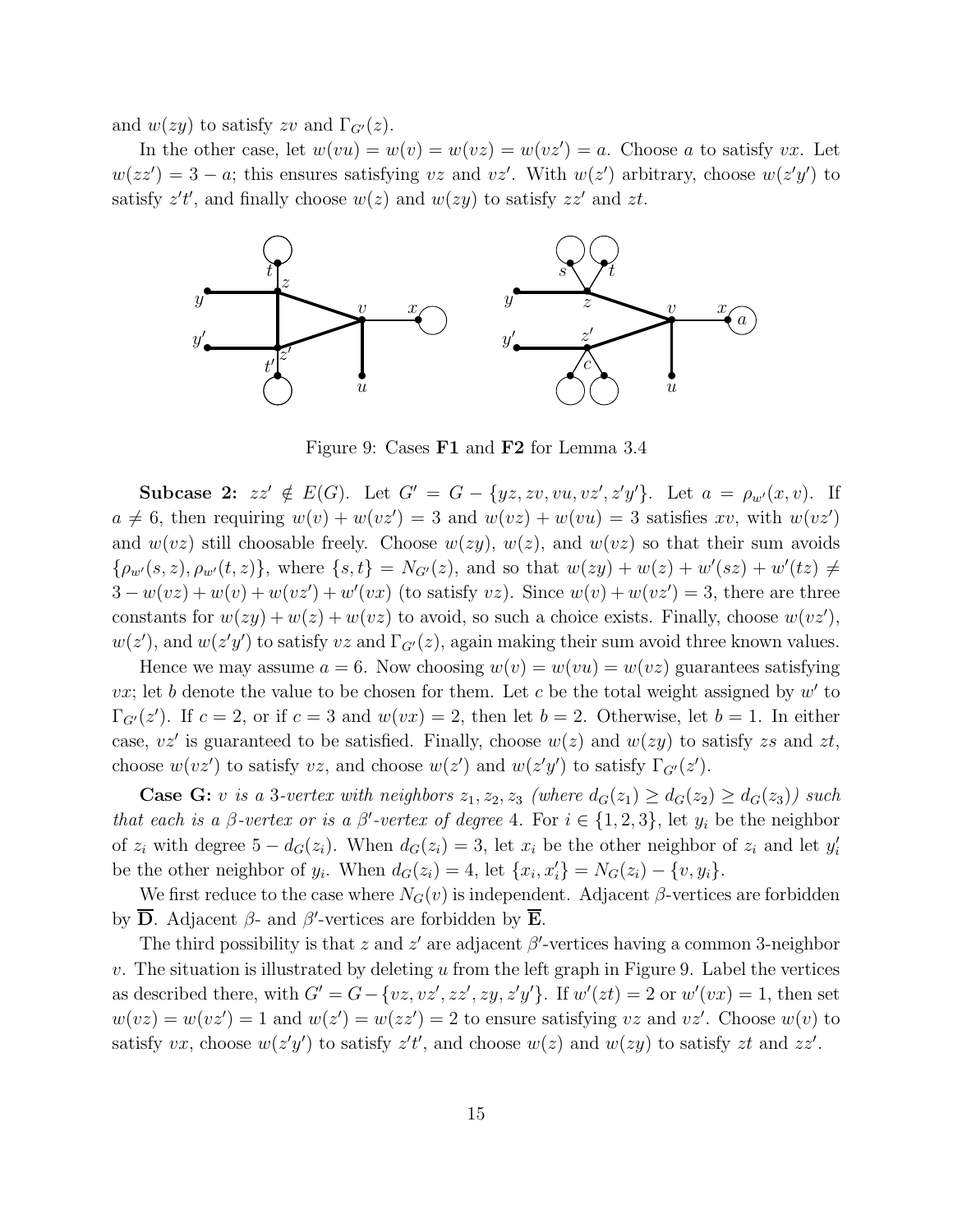and $w(zy)$ to satisfy $zv$ and $\Gamma_{G'}(z)$.

In the other case, let $w(vu) = w(v) = w(vz) = w(vz') = a$. Choose $a$ to satisfy $vx$. Let $w(zz') = 3 - a$; this ensures satisfying $vz$ and $vz'$. With $w(z')$ arbitrary, choose $w(z'y')$ to satisfy $z't'$, and finally choose $w(z)$ and $w(zy)$ to satisfy $zz'$ and $zt$.

Figure 9: Cases **F1** and **F2** for Lemma 3.4

**Subcase 2:** $zz' \notin E(G)$. Let $G' = G - \{yz, zv, vu, vz', z'y'\}$. Let $a = \rho_{w'}(x, v)$. If $a \neq 6$, then requiring $w(v) + w(vz') = 3$ and $w(vz) + w(vu) = 3$ satisfies $xv$, with $w(vz')$ and $w(vz)$ still choosable freely. Choose $w(zy)$, $w(z)$, and $w(vz)$ so that their sum avoids $\{\rho_{w'}(s, z), \rho_{w'}(t, z)\}$, where $\{s, t\} = N_{G'}(z)$, and so that $w(zy) + w(z) + w'(sz) + w'(tz) \neq 3 - w(vz) + w(v) + w(vz') + w'(vx)$ (to satisfy $vz$). Since $w(v) + w(vz') = 3$, there are three constants for $w(zy) + w(z) + w(vz)$ to avoid, so such a choice exists. Finally, choose $w(vz')$, $w(z')$, and $w(z'y')$ to satisfy $vz$ and $\Gamma_{G'}(z)$, again making their sum avoid three known values.

Hence we may assume $a = 6$. Now choosing $w(v) = w(vu) = w(vz)$ guarantees satisfying $vx$; let $b$ denote the value to be chosen for them. Let $c$ be the total weight assigned by $w'$ to $\Gamma_{G'}(z')$. If $c = 2$, or if $c = 3$ and $w(vx) = 2$, then let $b = 2$. Otherwise, let $b = 1$. In either case, $vz'$ is guaranteed to be satisfied. Finally, choose $w(z)$ and $w(zy)$ to satisfy $zs$ and $zt$, choose $w(vz')$ to satisfy $vz$, and choose $w(z')$ and $w(z'y')$ to satisfy $\Gamma_{G'}(z')$.

**Case G:** *$v$ is a 3-vertex with neighbors $z_1, z_2, z_3$ (where $d_G(z_1) \geq d_G(z_2) \geq d_G(z_3)$) such that each is a $\beta$-vertex or is a $\beta'$-vertex of degree 4.* For $i \in \{1, 2, 3\}$, let $y_i$ be the neighbor of $z_i$ with degree $5 - d_G(z_i)$. When $d_G(z_i) = 3$, let $x_i$ be the other neighbor of $z_i$ and let $y_i'$ be the other neighbor of $y_i$. When $d_G(z_i) = 4$, let $\{x_i, x_i'\} = N_G(z_i) - \{v, y_i\}$.

We first reduce to the case where $N_G(v)$ is independent. Adjacent $\beta$-vertices are forbidden by $\overline{\mathbf{D}}$. Adjacent $\beta$- and $\beta'$-vertices are forbidden by $\overline{\mathbf{E}}$.

The third possibility is that $z$ and $z'$ are adjacent $\beta'$-vertices having a common 3-neighbor $v$. The situation is illustrated by deleting $u$ from the left graph in Figure 9. Label the vertices as described there, with $G' = G - \{vz, vz', zz', zy, z'y'\}$. If $w'(zt) = 2$ or $w'(vx) = 1$, then set $w(vz) = w(vz') = 1$ and $w(z') = w(zz') = 2$ to ensure satisfying $vz$ and $vz'$. Choose $w(v)$ to satisfy $vx$, choose $w(z'y')$ to satisfy $z't'$, and choose $w(z)$ and $w(zy)$ to satisfy $zt$ and $zz'$.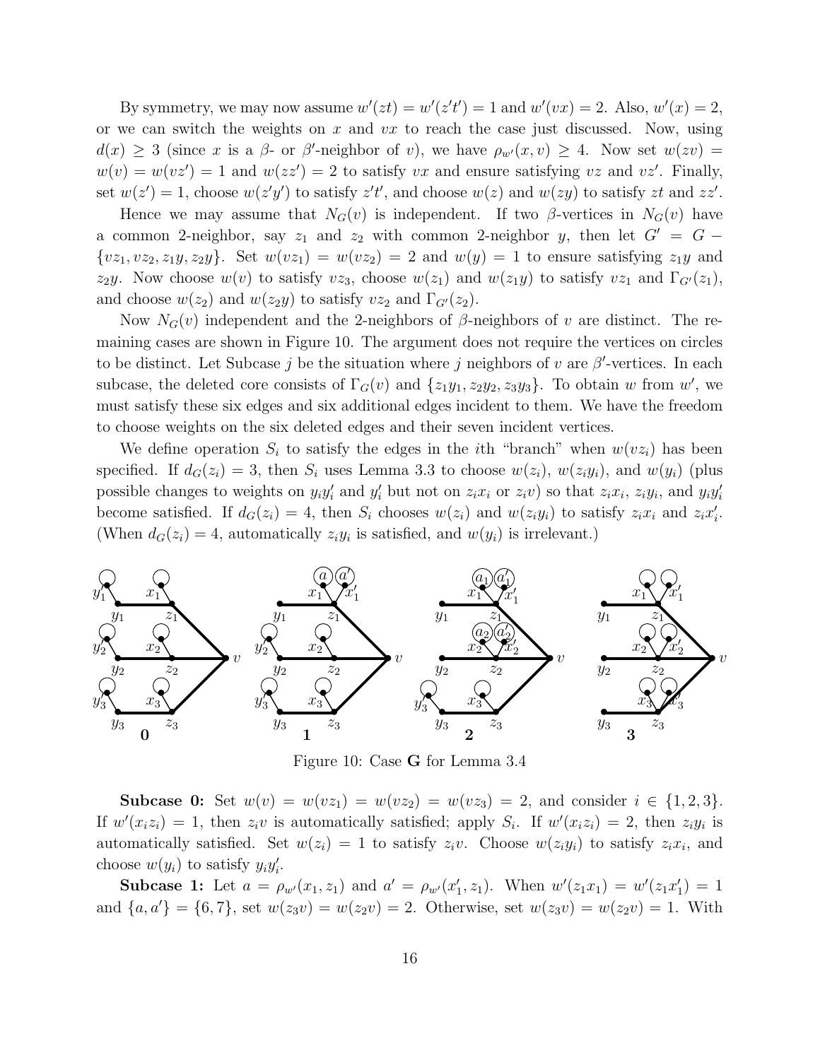By symmetry, we may now assume $w'(zt) = w'(z't') = 1$ and $w'(vx) = 2$. Also, $w'(x) = 2$, or we can switch the weights on $x$ and $vx$ to reach the case just discussed. Now, using $d(x) \geq 3$ (since $x$ is a $\beta$- or $\beta'$-neighbor of $v$), we have $\rho_{w'}(x, v) \geq 4$. Now set $w(zv) = w(v) = w(vz') = 1$ and $w(zz') = 2$ to satisfy $vx$ and ensure satisfying $vz$ and $vz'$. Finally, set $w(z') = 1$, choose $w(z'y')$ to satisfy $z't'$, and choose $w(z)$ and $w(zy)$ to satisfy $zt$ and $zz'$.

Hence we may assume that $N_G(v)$ is independent. If two $\beta$-vertices in $N_G(v)$ have a common 2-neighbor, say $z_1$ and $z_2$ with common 2-neighbor $y$, then let $G' = G - \{vz_1, vz_2, z_1y, z_2y\}$. Set $w(vz_1) = w(vz_2) = 2$ and $w(y) = 1$ to ensure satisfying $z_1y$ and $z_2y$. Now choose $w(v)$ to satisfy $vz_3$, choose $w(z_1)$ and $w(z_1y)$ to satisfy $vz_1$ and $\Gamma_{G'}(z_1)$, and choose $w(z_2)$ and $w(z_2y)$ to satisfy $vz_2$ and $\Gamma_{G'}(z_2)$.

Now $N_G(v)$ independent and the 2-neighbors of $\beta$-neighbors of $v$ are distinct. The remaining cases are shown in Figure 10. The argument does not require the vertices on circles to be distinct. Let Subcase $j$ be the situation where $j$ neighbors of $v$ are $\beta'$-vertices. In each subcase, the deleted core consists of $\Gamma_G(v)$ and $\{z_1y_1, z_2y_2, z_3y_3\}$. To obtain $w$ from $w'$, we must satisfy these six edges and six additional edges incident to them. We have the freedom to choose weights on the six deleted edges and their seven incident vertices.

We define operation $S_i$ to satisfy the edges in the $i$th "branch" when $w(vz_i)$ has been specified. If $d_G(z_i) = 3$, then $S_i$ uses Lemma 3.3 to choose $w(z_i)$, $w(z_iy_i)$, and $w(y_i)$ (plus possible changes to weights on $y_iy_i'$ and $y_i'$ but not on $z_ix_i$ or $z_iv$) so that $z_ix_i$, $z_iy_i$, and $y_iy_i'$ become satisfied. If $d_G(z_i) = 4$, then $S_i$ chooses $w(z_i)$ and $w(z_iy_i)$ to satisfy $z_ix_i$ and $z_ix_i'$. (When $d_G(z_i) = 4$, automatically $z_iy_i$ is satisfied, and $w(y_i)$ is irrelevant.)

Figure 10: Case **G** for Lemma 3.4

**Subcase 0:** Set $w(v) = w(vz_1) = w(vz_2) = w(vz_3) = 2$, and consider $i \in \{1, 2, 3\}$. If $w'(x_iz_i) = 1$, then $z_iv$ is automatically satisfied; apply $S_i$. If $w'(x_iz_i) = 2$, then $z_iy_i$ is automatically satisfied. Set $w(z_i) = 1$ to satisfy $z_iv$. Choose $w(z_iy_i)$ to satisfy $z_ix_i$, and choose $w(y_i)$ to satisfy $y_iy_i'$.

**Subcase 1:** Let $a = \rho_{w'}(x_1, z_1)$ and $a' = \rho_{w'}(x_1', z_1)$. When $w'(z_1x_1) = w'(z_1x_1') = 1$ and $\{a, a'\} = \{6, 7\}$, set $w(z_3v) = w(z_2v) = 2$. Otherwise, set $w(z_3v) = w(z_2v) = 1$. With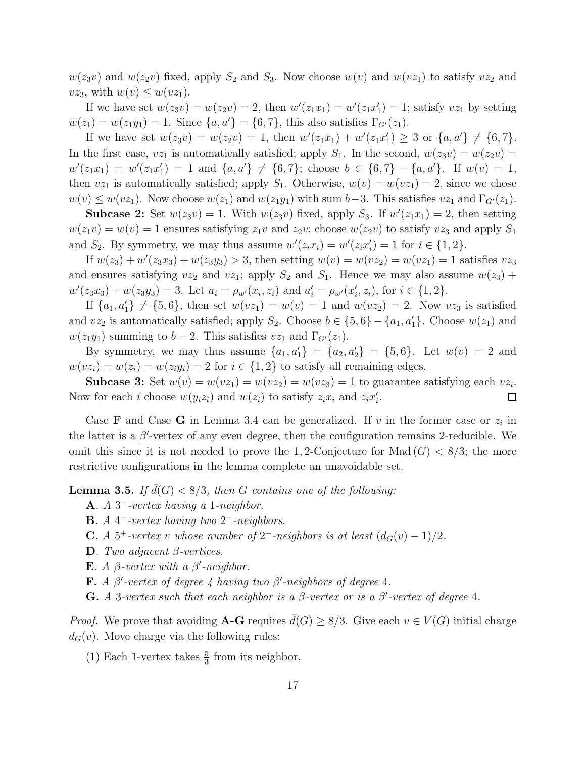$w(z_3v)$ and $w(z_2v)$ fixed, apply $S_2$ and $S_3$. Now choose $w(v)$ and $w(vz_1)$ to satisfy $vz_2$ and $vz_3$, with $w(v) \le w(vz_1)$.

If we have set $w(z_3v) = w(z_2v) = 2$, then $w'(z_1x_1) = w'(z_1x_1') = 1$; satisfy $vz_1$ by setting $w(z_1) = w(z_1y_1) = 1$. Since $\{a, a'\} = \{6, 7\}$, this also satisfies $\Gamma_{G'}(z_1)$.

If we have set $w(z_3v) = w(z_2v) = 1$, then $w'(z_1x_1) + w'(z_1x_1') \ge 3$ or $\{a, a'\} \ne \{6, 7\}$. In the first case, $vz_1$ is automatically satisfied; apply $S_1$. In the second, $w(z_3v) = w(z_2v) = w'(z_1x_1) = w'(z_1x_1') = 1$ and $\{a, a'\} \ne \{6, 7\}$; choose $b \in \{6, 7\} - \{a, a'\}$. If $w(v) = 1$, then $vz_1$ is automatically satisfied; apply $S_1$. Otherwise, $w(v) = w(vz_1) = 2$, since we chose $w(v) \le w(vz_1)$. Now choose $w(z_1)$ and $w(z_1y_1)$ with sum $b-3$. This satisfies $vz_1$ and $\Gamma_{G'}(z_1)$.

**Subcase 2:** Set $w(z_3v) = 1$. With $w(z_3v)$ fixed, apply $S_3$. If $w'(z_1x_1) = 2$, then setting $w(z_1v) = w(v) = 1$ ensures satisfying $z_1v$ and $z_2v$; choose $w(z_2v)$ to satisfy $vz_3$ and apply $S_1$ and $S_2$. By symmetry, we may thus assume $w'(z_ix_i) = w'(z_ix_i') = 1$ for $i \in \{1, 2\}$.

If $w(z_3) + w'(z_3x_3) + w(z_3y_3) > 3$, then setting $w(v) = w(vz_2) = w(vz_1) = 1$ satisfies $vz_3$ and ensures satisfying $vz_2$ and $vz_1$; apply $S_2$ and $S_1$. Hence we may also assume $w(z_3) + w'(z_3x_3) + w(z_3y_3) = 3$. Let $a_i = \rho_{w'}(x_i, z_i)$ and $a_i' = \rho_{w'}(x_i', z_i)$, for $i \in \{1, 2\}$.

If $\{a_1, a_1'\} \ne \{5, 6\}$, then set $w(vz_1) = w(v) = 1$ and $w(vz_2) = 2$. Now $vz_3$ is satisfied and $vz_2$ is automatically satisfied; apply $S_2$. Choose $b \in \{5, 6\} - \{a_1, a_1'\}$. Choose $w(z_1)$ and $w(z_1y_1)$ summing to $b-2$. This satisfies $vz_1$ and $\Gamma_{G'}(z_1)$.

By symmetry, we may thus assume $\{a_1, a_1'\} = \{a_2, a_2'\} = \{5, 6\}$. Let $w(v) = 2$ and $w(vz_i) = w(z_i) = w(z_iy_i) = 2$ for $i \in \{1, 2\}$ to satisfy all remaining edges.

**Subcase 3:** Set $w(v) = w(vz_1) = w(vz_2) = w(vz_3) = 1$ to guarantee satisfying each $vz_i$. Now for each $i$ choose $w(y_iz_i)$ and $w(z_i)$ to satisfy $z_ix_i$ and $z_ix_i'$. $\square$

Case **F** and Case **G** in Lemma 3.4 can be generalized. If $v$ in the former case or $z_i$ in the latter is a $\beta'$-vertex of any even degree, then the configuration remains 2-reducible. We omit this since it is not needed to prove the 1, 2-Conjecture for $\mathrm{Mad}\,(G) < 8/3$; the more restrictive configurations in the lemma complete an unavoidable set.

**Lemma 3.5.** *If $\bar{d}(G) < 8/3$, then $G$ contains one of the following:*

**A**. *A $3^-$-vertex having a 1-neighbor.*

**B**. *A $4^-$-vertex having two $2^-$-neighbors.*

**C**. *A $5^+$-vertex $v$ whose number of $2^-$-neighbors is at least $(d_G(v) - 1)/2$.*

**D**. *Two adjacent $\beta$-vertices.*

**E**. *A $\beta$-vertex with a $\beta'$-neighbor.*

**F.** *A $\beta'$-vertex of degree 4 having two $\beta'$-neighbors of degree 4.*

**G.** *A 3-vertex such that each neighbor is a $\beta$-vertex or is a $\beta'$-vertex of degree 4.*

*Proof.* We prove that avoiding **A-G** requires $\bar{d}(G) \ge 8/3$. Give each $v \in V(G)$ initial charge $d_G(v)$. Move charge via the following rules:

(1) Each 1-vertex takes $\frac{5}{3}$ from its neighbor.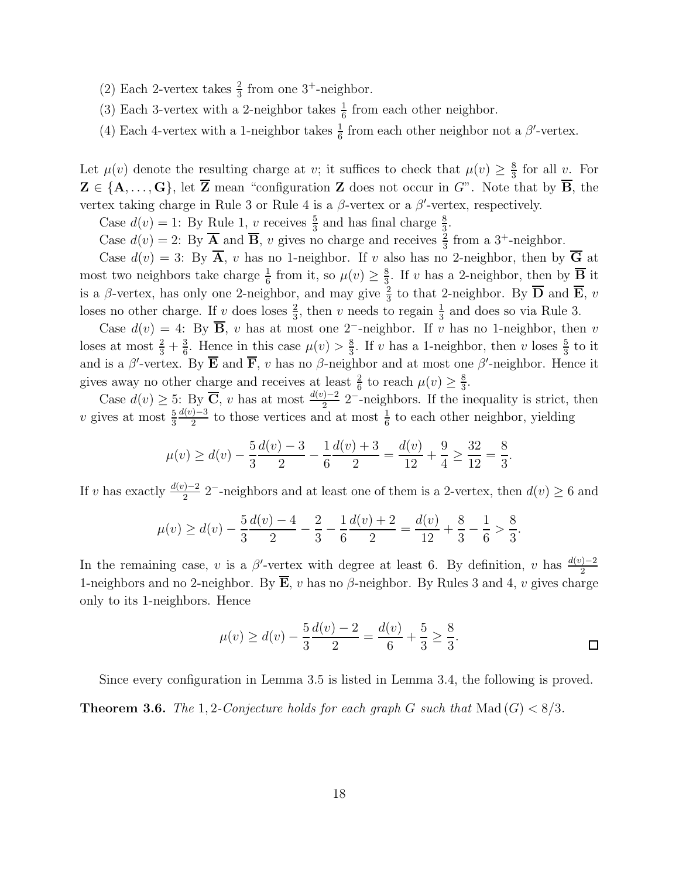(2) Each 2-vertex takes $\frac{2}{3}$ from one $3^+$-neighbor.

(3) Each 3-vertex with a 2-neighbor takes $\frac{1}{6}$ from each other neighbor.

(4) Each 4-vertex with a 1-neighbor takes $\frac{1}{6}$ from each other neighbor not a $\beta'$-vertex.

Let $\mu(v)$ denote the resulting charge at $v$; it suffices to check that $\mu(v) \geq \frac{8}{3}$ for all $v$. For $\mathbf{Z} \in \{\mathbf{A}, \ldots, \mathbf{G}\}$, let $\overline{\mathbf{Z}}$ mean "configuration $\mathbf{Z}$ does not occur in $G$". Note that by $\overline{\mathbf{B}}$, the vertex taking charge in Rule 3 or Rule 4 is a $\beta$-vertex or a $\beta'$-vertex, respectively.

Case $d(v) = 1$: By Rule 1, $v$ receives $\frac{5}{3}$ and has final charge $\frac{8}{3}$.

Case $d(v) = 2$: By $\overline{\mathbf{A}}$ and $\overline{\mathbf{B}}$, $v$ gives no charge and receives $\frac{2}{3}$ from a $3^+$-neighbor.

Case $d(v) = 3$: By $\overline{\mathbf{A}}$, $v$ has no 1-neighbor. If $v$ also has no 2-neighbor, then by $\overline{\mathbf{G}}$ at most two neighbors take charge $\frac{1}{6}$ from it, so $\mu(v) \geq \frac{8}{3}$. If $v$ has a 2-neighbor, then by $\overline{\mathbf{B}}$ it is a $\beta$-vertex, has only one 2-neighbor, and may give $\frac{2}{3}$ to that 2-neighbor. By $\overline{\mathbf{D}}$ and $\overline{\mathbf{E}}$, $v$ loses no other charge. If $v$ does loses $\frac{2}{3}$, then $v$ needs to regain $\frac{1}{3}$ and does so via Rule 3.

Case $d(v) = 4$: By $\overline{\mathbf{B}}$, $v$ has at most one $2^-$-neighbor. If $v$ has no 1-neighbor, then $v$ loses at most $\frac{2}{3} + \frac{3}{6}$. Hence in this case $\mu(v) > \frac{8}{3}$. If $v$ has a 1-neighbor, then $v$ loses $\frac{5}{3}$ to it and is a $\beta'$-vertex. By $\overline{\mathbf{E}}$ and $\overline{\mathbf{F}}$, $v$ has no $\beta$-neighbor and at most one $\beta'$-neighbor. Hence it gives away no other charge and receives at least $\frac{2}{6}$ to reach $\mu(v) \geq \frac{8}{3}$.

Case $d(v) \geq 5$: By $\overline{\mathbf{C}}$, $v$ has at most $\frac{d(v)-2}{2}$ $2^-$-neighbors. If the inequality is strict, then $v$ gives at most $\frac{5}{3}\frac{d(v)-3}{2}$ to those vertices and at most $\frac{1}{6}$ to each other neighbor, yielding

$$\mu(v) \geq d(v) - \frac{5}{3}\frac{d(v)-3}{2} - \frac{1}{6}\frac{d(v)+3}{2} = \frac{d(v)}{12} + \frac{9}{4} \geq \frac{32}{12} = \frac{8}{3}.$$

If $v$ has exactly $\frac{d(v)-2}{2}$ $2^-$-neighbors and at least one of them is a 2-vertex, then $d(v) \geq 6$ and

$$\mu(v) \geq d(v) - \frac{5}{3}\frac{d(v)-4}{2} - \frac{2}{3} - \frac{1}{6}\frac{d(v)+2}{2} = \frac{d(v)}{12} + \frac{8}{3} - \frac{1}{6} > \frac{8}{3}.$$

In the remaining case, $v$ is a $\beta'$-vertex with degree at least 6. By definition, $v$ has $\frac{d(v)-2}{2}$ 1-neighbors and no 2-neighbor. By $\overline{\mathbf{E}}$, $v$ has no $\beta$-neighbor. By Rules 3 and 4, $v$ gives charge only to its 1-neighbors. Hence

$$\mu(v) \geq d(v) - \frac{5}{3}\frac{d(v)-2}{2} = \frac{d(v)}{6} + \frac{5}{3} \geq \frac{8}{3}.$$

□

Since every configuration in Lemma 3.5 is listed in Lemma 3.4, the following is proved.

**Theorem 3.6.** *The 1, 2-Conjecture holds for each graph $G$ such that* $\mathrm{Mad}\,(G) < 8/3$.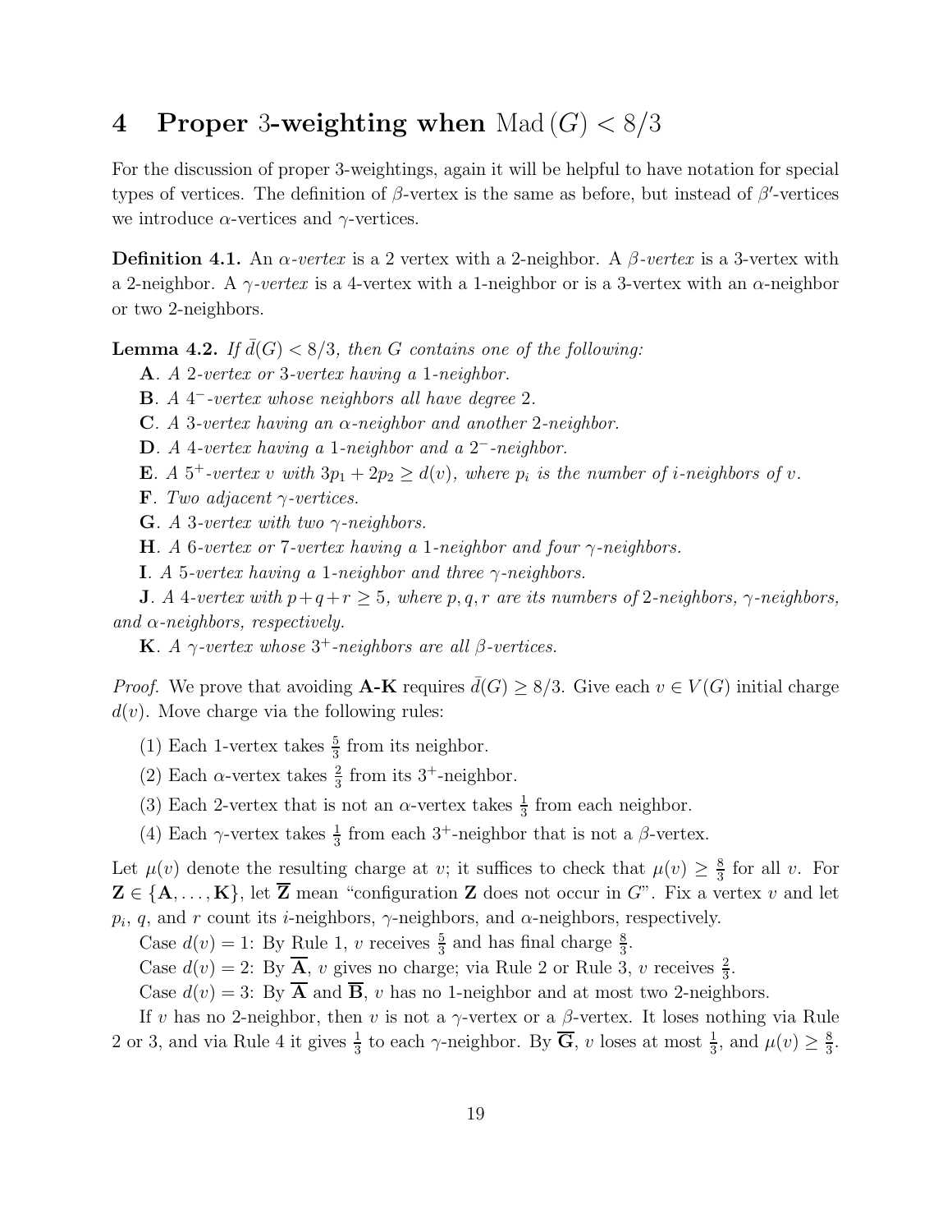## 4 Proper 3-weighting when $\mathrm{Mad}(G) < 8/3$

For the discussion of proper 3-weightings, again it will be helpful to have notation for special types of vertices. The definition of $\beta$-vertex is the same as before, but instead of $\beta'$-vertices we introduce $\alpha$-vertices and $\gamma$-vertices.

**Definition 4.1.** An *$\alpha$-vertex* is a 2 vertex with a 2-neighbor. A *$\beta$-vertex* is a 3-vertex with a 2-neighbor. A *$\gamma$-vertex* is a 4-vertex with a 1-neighbor or is a 3-vertex with an $\alpha$-neighbor or two 2-neighbors.

**Lemma 4.2.** *If $\bar{d}(G) < 8/3$, then $G$ contains one of the following:*

**A**. *A 2-vertex or 3-vertex having a 1-neighbor.*

**B**. *A $4^-$-vertex whose neighbors all have degree 2.*

**C**. *A 3-vertex having an $\alpha$-neighbor and another 2-neighbor.*

**D**. *A 4-vertex having a 1-neighbor and a $2^-$-neighbor.*

**E**. *A $5^+$-vertex $v$ with $3p_1 + 2p_2 \geq d(v)$, where $p_i$ is the number of $i$-neighbors of $v$.*

**F**. *Two adjacent $\gamma$-vertices.*

**G**. *A 3-vertex with two $\gamma$-neighbors.*

**H**. *A 6-vertex or 7-vertex having a 1-neighbor and four $\gamma$-neighbors.*

**I**. *A 5-vertex having a 1-neighbor and three $\gamma$-neighbors.*

**J**. *A 4-vertex with $p+q+r \geq 5$, where $p, q, r$ are its numbers of 2-neighbors, $\gamma$-neighbors, and $\alpha$-neighbors, respectively.*

**K**. *A $\gamma$-vertex whose $3^+$-neighbors are all $\beta$-vertices.*

*Proof.* We prove that avoiding **A-K** requires $\bar{d}(G) \geq 8/3$. Give each $v \in V(G)$ initial charge $d(v)$. Move charge via the following rules:

(1) Each 1-vertex takes $\frac{5}{3}$ from its neighbor.

(2) Each $\alpha$-vertex takes $\frac{2}{3}$ from its $3^+$-neighbor.

(3) Each 2-vertex that is not an $\alpha$-vertex takes $\frac{1}{3}$ from each neighbor.

(4) Each $\gamma$-vertex takes $\frac{1}{3}$ from each $3^+$-neighbor that is not a $\beta$-vertex.

Let $\mu(v)$ denote the resulting charge at $v$; it suffices to check that $\mu(v) \geq \frac{8}{3}$ for all $v$. For $\mathbf{Z} \in \{\mathbf{A}, \ldots, \mathbf{K}\}$, let $\overline{\mathbf{Z}}$ mean "configuration $\mathbf{Z}$ does not occur in $G$". Fix a vertex $v$ and let $p_i$, $q$, and $r$ count its $i$-neighbors, $\gamma$-neighbors, and $\alpha$-neighbors, respectively.

Case $d(v) = 1$: By Rule 1, $v$ receives $\frac{5}{3}$ and has final charge $\frac{8}{3}$.

Case $d(v) = 2$: By $\overline{\mathbf{A}}$, $v$ gives no charge; via Rule 2 or Rule 3, $v$ receives $\frac{2}{3}$.

Case $d(v) = 3$: By $\overline{\mathbf{A}}$ and $\overline{\mathbf{B}}$, $v$ has no 1-neighbor and at most two 2-neighbors.

If $v$ has no 2-neighbor, then $v$ is not a $\gamma$-vertex or a $\beta$-vertex. It loses nothing via Rule 2 or 3, and via Rule 4 it gives $\frac{1}{3}$ to each $\gamma$-neighbor. By $\overline{\mathbf{G}}$, $v$ loses at most $\frac{1}{3}$, and $\mu(v) \geq \frac{8}{3}$.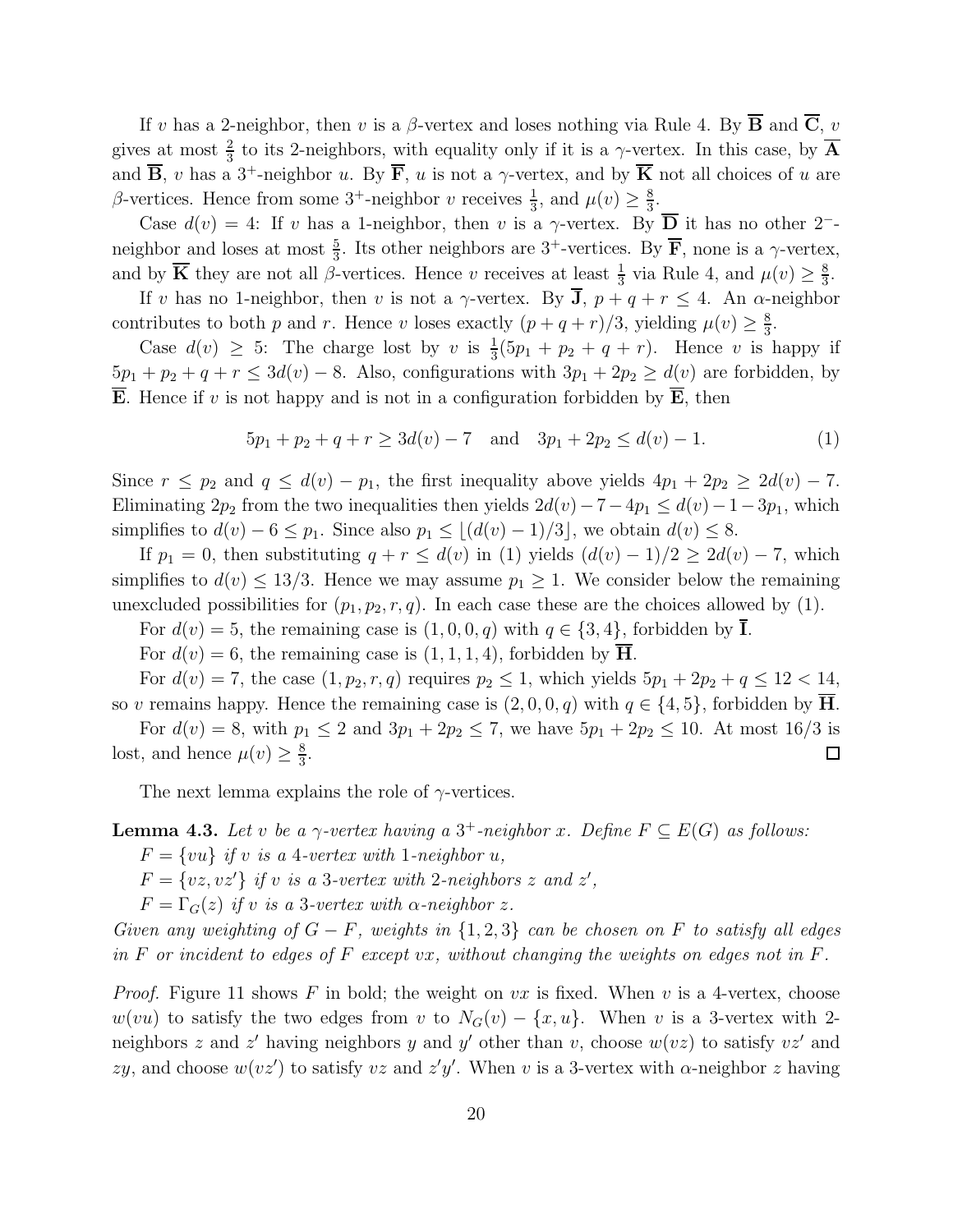If $v$ has a 2-neighbor, then $v$ is a $\beta$-vertex and loses nothing via Rule 4. By $\overline{\mathbf{B}}$ and $\overline{\mathbf{C}}$, $v$ gives at most $\frac{2}{3}$ to its 2-neighbors, with equality only if it is a $\gamma$-vertex. In this case, by $\overline{\mathbf{A}}$ and $\overline{\mathbf{B}}$, $v$ has a $3^+$-neighbor $u$. By $\overline{\mathbf{F}}$, $u$ is not a $\gamma$-vertex, and by $\overline{\mathbf{K}}$ not all choices of $u$ are $\beta$-vertices. Hence from some $3^+$-neighbor $v$ receives $\frac{1}{3}$, and $\mu(v) \geq \frac{8}{3}$.

Case $d(v) = 4$: If $v$ has a 1-neighbor, then $v$ is a $\gamma$-vertex. By $\overline{\mathbf{D}}$ it has no other $2^-$-neighbor and loses at most $\frac{5}{3}$. Its other neighbors are $3^+$-vertices. By $\overline{\mathbf{F}}$, none is a $\gamma$-vertex, and by $\overline{\mathbf{K}}$ they are not all $\beta$-vertices. Hence $v$ receives at least $\frac{1}{3}$ via Rule 4, and $\mu(v) \geq \frac{8}{3}$.

If $v$ has no 1-neighbor, then $v$ is not a $\gamma$-vertex. By $\overline{\mathbf{J}}$, $p + q + r \leq 4$. An $\alpha$-neighbor contributes to both $p$ and $r$. Hence $v$ loses exactly $(p + q + r)/3$, yielding $\mu(v) \geq \frac{8}{3}$.

Case $d(v) \geq 5$: The charge lost by $v$ is $\frac{1}{3}(5p_1 + p_2 + q + r)$. Hence $v$ is happy if $5p_1 + p_2 + q + r \leq 3d(v) - 8$. Also, configurations with $3p_1 + 2p_2 \geq d(v)$ are forbidden, by $\overline{\mathbf{E}}$. Hence if $v$ is not happy and is not in a configuration forbidden by $\overline{\mathbf{E}}$, then

$$5p_1 + p_2 + q + r \geq 3d(v) - 7 \quad \text{and} \quad 3p_1 + 2p_2 \leq d(v) - 1. \tag{1}$$

Since $r \leq p_2$ and $q \leq d(v) - p_1$, the first inequality above yields $4p_1 + 2p_2 \geq 2d(v) - 7$. Eliminating $2p_2$ from the two inequalities then yields $2d(v) - 7 - 4p_1 \leq d(v) - 1 - 3p_1$, which simplifies to $d(v) - 6 \leq p_1$. Since also $p_1 \leq \lfloor (d(v) - 1)/3 \rfloor$, we obtain $d(v) \leq 8$.

If $p_1 = 0$, then substituting $q + r \leq d(v)$ in (1) yields $(d(v) - 1)/2 \geq 2d(v) - 7$, which simplifies to $d(v) \leq 13/3$. Hence we may assume $p_1 \geq 1$. We consider below the remaining unexcluded possibilities for $(p_1, p_2, r, q)$. In each case these are the choices allowed by (1).

For $d(v) = 5$, the remaining case is $(1, 0, 0, q)$ with $q \in \{3, 4\}$, forbidden by $\overline{\mathbf{I}}$.

For $d(v) = 6$, the remaining case is $(1, 1, 1, 4)$, forbidden by $\overline{\mathbf{H}}$.

For $d(v) = 7$, the case $(1, p_2, r, q)$ requires $p_2 \leq 1$, which yields $5p_1 + 2p_2 + q \leq 12 < 14$, so $v$ remains happy. Hence the remaining case is $(2, 0, 0, q)$ with $q \in \{4, 5\}$, forbidden by $\overline{\mathbf{H}}$.

For $d(v) = 8$, with $p_1 \leq 2$ and $3p_1 + 2p_2 \leq 7$, we have $5p_1 + 2p_2 \leq 10$. At most $16/3$ is lost, and hence $\mu(v) \geq \frac{8}{3}$. □

The next lemma explains the role of $\gamma$-vertices.

**Lemma 4.3.** *Let $v$ be a $\gamma$-vertex having a $3^+$-neighbor $x$. Define $F \subseteq E(G)$ as follows:*

*$F = \{vu\}$ if $v$ is a 4-vertex with 1-neighbor $u$,*

*$F = \{vz, vz'\}$ if $v$ is a 3-vertex with 2-neighbors $z$ and $z'$,*

*$F = \Gamma_G(z)$ if $v$ is a 3-vertex with $\alpha$-neighbor $z$.*

*Given any weighting of $G - F$, weights in $\{1, 2, 3\}$ can be chosen on $F$ to satisfy all edges in $F$ or incident to edges of $F$ except $vx$, without changing the weights on edges not in $F$.*

*Proof.* Figure 11 shows $F$ in bold; the weight on $vx$ is fixed. When $v$ is a 4-vertex, choose $w(vu)$ to satisfy the two edges from $v$ to $N_G(v) - \{x, u\}$. When $v$ is a 3-vertex with 2-neighbors $z$ and $z'$ having neighbors $y$ and $y'$ other than $v$, choose $w(vz)$ to satisfy $vz'$ and $zy$, and choose $w(vz')$ to satisfy $vz$ and $z'y'$. When $v$ is a 3-vertex with $\alpha$-neighbor $z$ having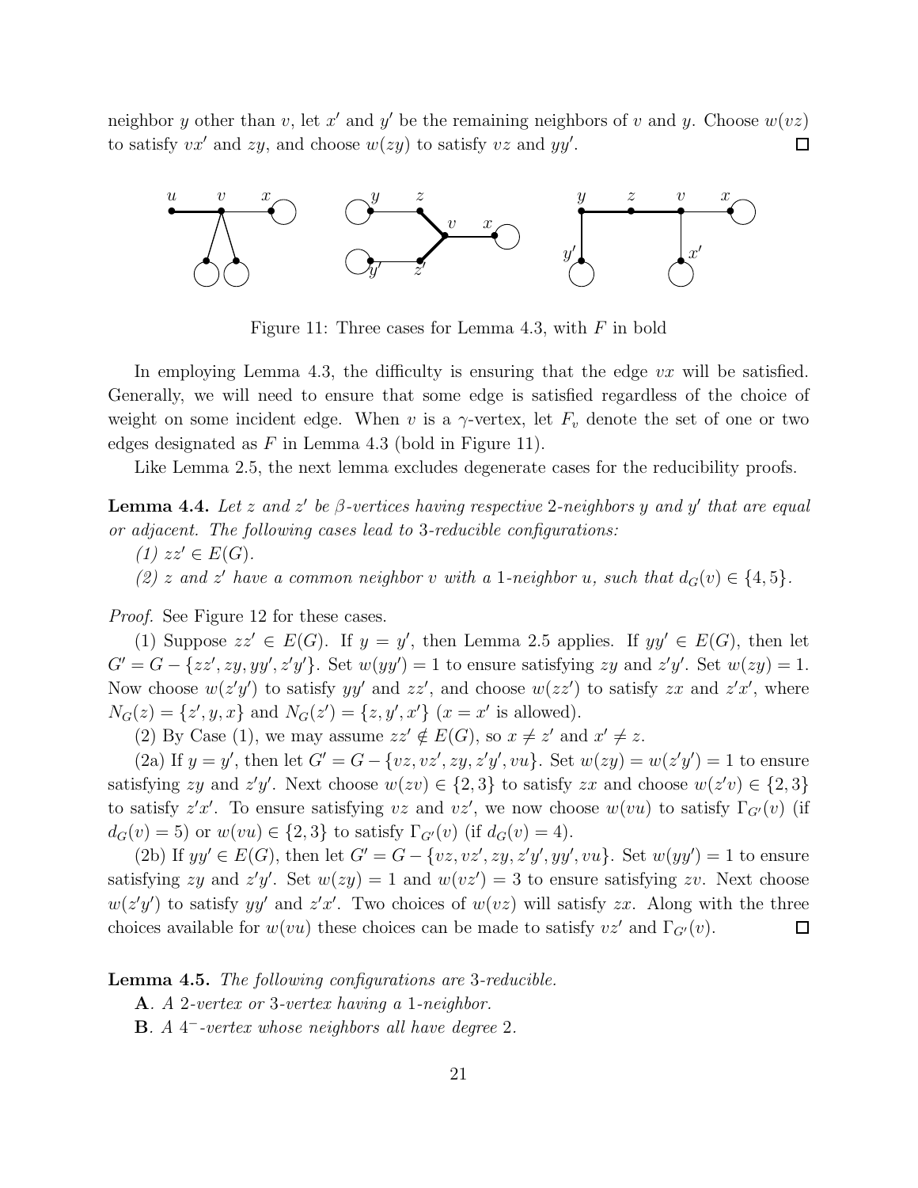neighbor $y$ other than $v$, let $x'$ and $y'$ be the remaining neighbors of $v$ and $y$. Choose $w(vz)$ to satisfy $vx'$ and $zy$, and choose $w(zy)$ to satisfy $vz$ and $yy'$. $\square$

Figure 11: Three cases for Lemma 4.3, with $F$ in bold

In employing Lemma 4.3, the difficulty is ensuring that the edge $vx$ will be satisfied. Generally, we will need to ensure that some edge is satisfied regardless of the choice of weight on some incident edge. When $v$ is a $\gamma$-vertex, let $F_v$ denote the set of one or two edges designated as $F$ in Lemma 4.3 (bold in Figure 11).

Like Lemma 2.5, the next lemma excludes degenerate cases for the reducibility proofs.

**Lemma 4.4.** *Let $z$ and $z'$ be $\beta$-vertices having respective 2-neighbors $y$ and $y'$ that are equal or adjacent. The following cases lead to 3-reducible configurations:*

*(1) $zz' \in E(G)$.*

*(2) $z$ and $z'$ have a common neighbor $v$ with a 1-neighbor $u$, such that $d_G(v) \in \{4, 5\}$.*

*Proof.* See Figure 12 for these cases.

(1) Suppose $zz' \in E(G)$. If $y = y'$, then Lemma 2.5 applies. If $yy' \in E(G)$, then let $G' = G - \{zz', zy, yy', z'y'\}$. Set $w(yy') = 1$ to ensure satisfying $zy$ and $z'y'$. Set $w(zy) = 1$. Now choose $w(z'y')$ to satisfy $yy'$ and $zz'$, and choose $w(zz')$ to satisfy $zx$ and $z'x'$, where $N_G(z) = \{z', y, x\}$ and $N_G(z') = \{z, y', x'\}$ ($x = x'$ is allowed).

(2) By Case (1), we may assume $zz' \notin E(G)$, so $x \neq z'$ and $x' \neq z$.

(2a) If $y = y'$, then let $G' = G - \{vz, vz', zy, z'y', vu\}$. Set $w(zy) = w(z'y') = 1$ to ensure satisfying $zy$ and $z'y'$. Next choose $w(zv) \in \{2, 3\}$ to satisfy $zx$ and choose $w(z'v) \in \{2, 3\}$ to satisfy $z'x'$. To ensure satisfying $vz$ and $vz'$, we now choose $w(vu)$ to satisfy $\Gamma_{G'}(v)$ (if $d_G(v) = 5$) or $w(vu) \in \{2, 3\}$ to satisfy $\Gamma_{G'}(v)$ (if $d_G(v) = 4$).

(2b) If $yy' \in E(G)$, then let $G' = G - \{vz, vz', zy, z'y', yy', vu\}$. Set $w(yy') = 1$ to ensure satisfying $zy$ and $z'y'$. Set $w(zy) = 1$ and $w(vz') = 3$ to ensure satisfying $zv$. Next choose $w(z'y')$ to satisfy $yy'$ and $z'x'$. Two choices of $w(vz)$ will satisfy $zx$. Along with the three choices available for $w(vu)$ these choices can be made to satisfy $vz'$ and $\Gamma_{G'}(v)$. $\square$

**Lemma 4.5.** *The following configurations are 3-reducible.*

**A**. *A 2-vertex or 3-vertex having a 1-neighbor.*

**B**. *A $4^-$-vertex whose neighbors all have degree 2.*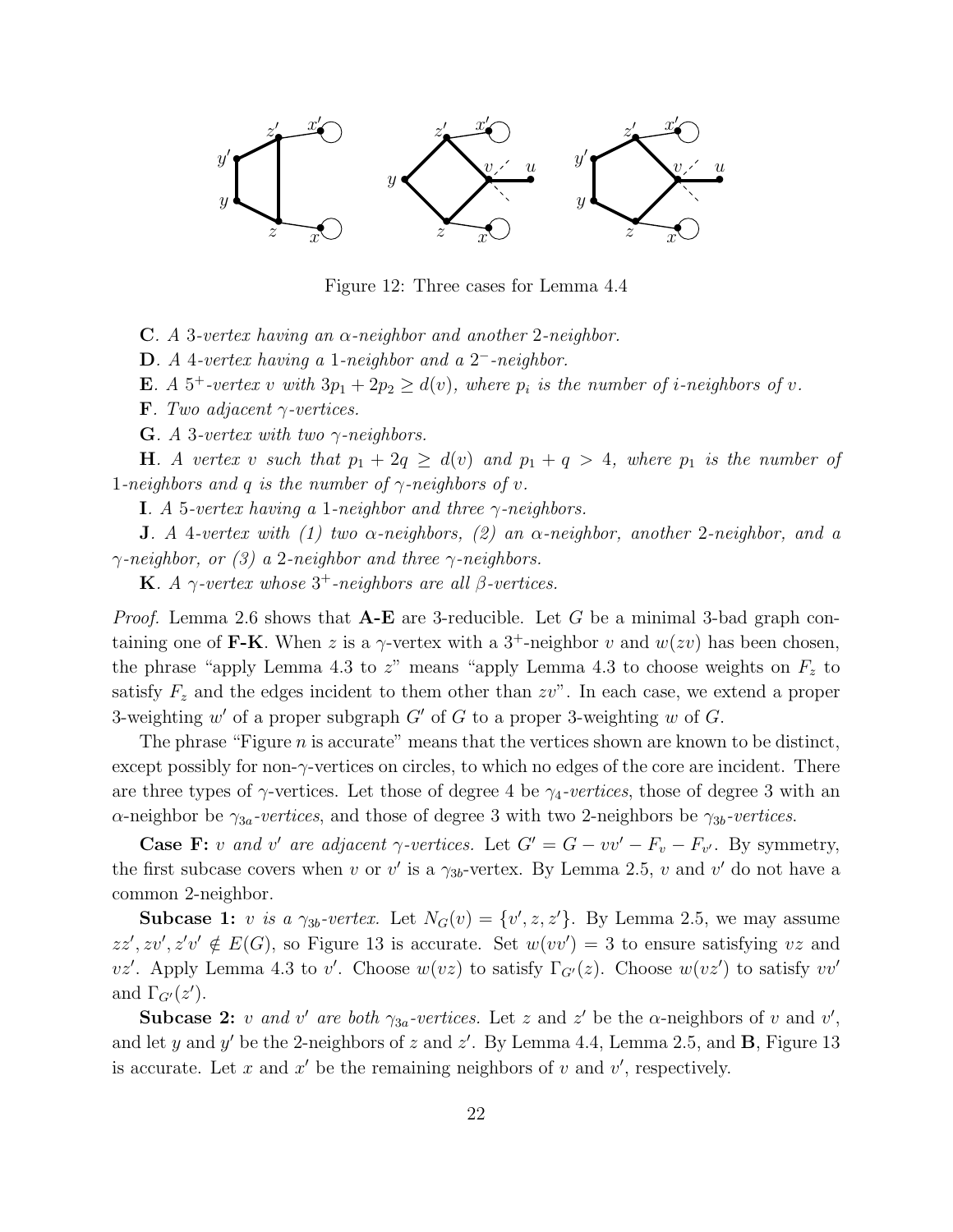Figure 12: Three cases for Lemma 4.4

**C**. *A 3-vertex having an $\alpha$-neighbor and another 2-neighbor.*

**D**. *A 4-vertex having a 1-neighbor and a $2^-$-neighbor.*

**E**. *A $5^+$-vertex $v$ with $3p_1 + 2p_2 \geq d(v)$, where $p_i$ is the number of $i$-neighbors of $v$.*

**F**. *Two adjacent $\gamma$-vertices.*

**G**. *A 3-vertex with two $\gamma$-neighbors.*

**H**. *A vertex $v$ such that $p_1 + 2q \geq d(v)$ and $p_1 + q > 4$, where $p_1$ is the number of 1-neighbors and $q$ is the number of $\gamma$-neighbors of $v$.*

**I**. *A 5-vertex having a 1-neighbor and three $\gamma$-neighbors.*

**J**. *A 4-vertex with (1) two $\alpha$-neighbors, (2) an $\alpha$-neighbor, another 2-neighbor, and a $\gamma$-neighbor, or (3) a 2-neighbor and three $\gamma$-neighbors.*

**K**. *A $\gamma$-vertex whose $3^+$-neighbors are all $\beta$-vertices.*

*Proof.* Lemma 2.6 shows that **A-E** are 3-reducible. Let $G$ be a minimal 3-bad graph containing one of **F-K**. When $z$ is a $\gamma$-vertex with a $3^+$-neighbor $v$ and $w(zv)$ has been chosen, the phrase "apply Lemma 4.3 to $z$" means "apply Lemma 4.3 to choose weights on $F_z$ to satisfy $F_z$ and the edges incident to them other than $zv$". In each case, we extend a proper 3-weighting $w'$ of a proper subgraph $G'$ of $G$ to a proper 3-weighting $w$ of $G$.

The phrase "Figure $n$ is accurate" means that the vertices shown are known to be distinct, except possibly for non-$\gamma$-vertices on circles, to which no edges of the core are incident. There are three types of $\gamma$-vertices. Let those of degree 4 be $\gamma_4$*-vertices*, those of degree 3 with an $\alpha$-neighbor be $\gamma_{3a}$*-vertices*, and those of degree 3 with two 2-neighbors be $\gamma_{3b}$*-vertices*.

**Case F:** *$v$ and $v'$ are adjacent $\gamma$-vertices.* Let $G' = G - vv' - F_v - F_{v'}$. By symmetry, the first subcase covers when $v$ or $v'$ is a $\gamma_{3b}$-vertex. By Lemma 2.5, $v$ and $v'$ do not have a common 2-neighbor.

**Subcase 1:** *$v$ is a $\gamma_{3b}$-vertex.* Let $N_G(v) = \{v', z, z'\}$. By Lemma 2.5, we may assume $zz', zv', z'v' \notin E(G)$, so Figure 13 is accurate. Set $w(vv') = 3$ to ensure satisfying $vz$ and $vz'$. Apply Lemma 4.3 to $v'$. Choose $w(vz)$ to satisfy $\Gamma_{G'}(z)$. Choose $w(vz')$ to satisfy $vv'$ and $\Gamma_{G'}(z')$.

**Subcase 2:** *$v$ and $v'$ are both $\gamma_{3a}$-vertices.* Let $z$ and $z'$ be the $\alpha$-neighbors of $v$ and $v'$, and let $y$ and $y'$ be the 2-neighbors of $z$ and $z'$. By Lemma 4.4, Lemma 2.5, and **B**, Figure 13 is accurate. Let $x$ and $x'$ be the remaining neighbors of $v$ and $v'$, respectively.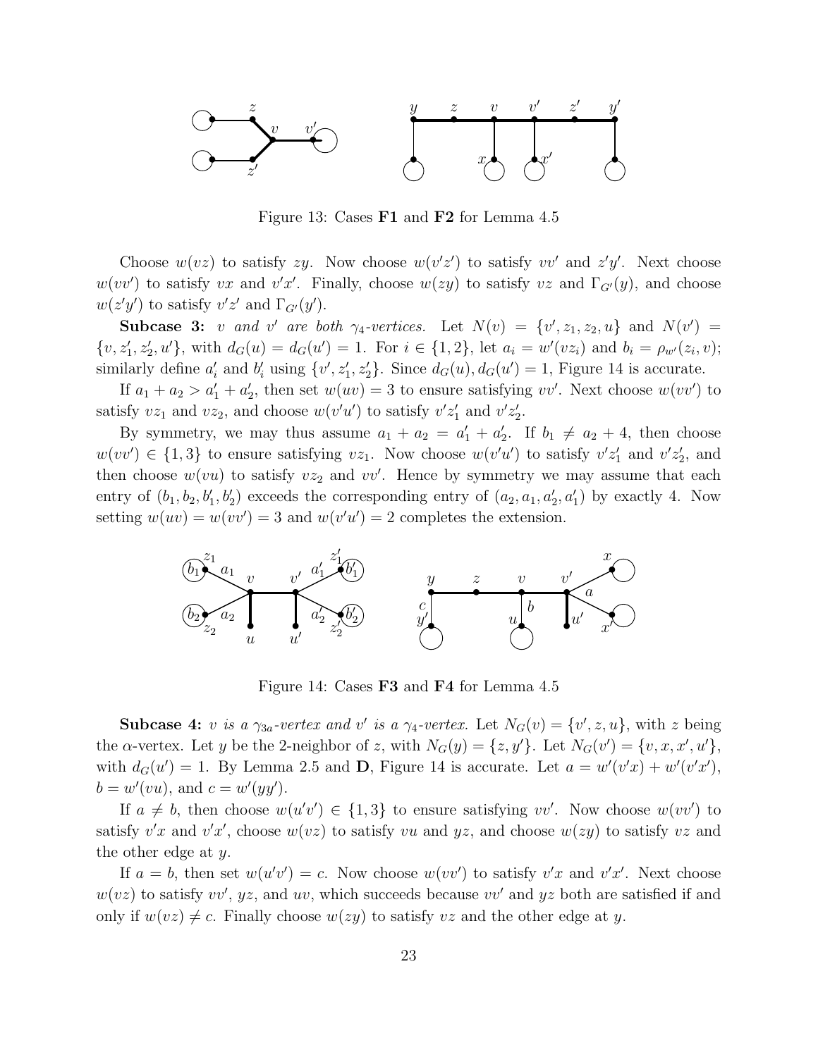Figure 13: Cases **F1** and **F2** for Lemma 4.5

Choose $w(vz)$ to satisfy $zy$. Now choose $w(v'z')$ to satisfy $vv'$ and $z'y'$. Next choose $w(vv')$ to satisfy $vx$ and $v'x'$. Finally, choose $w(zy)$ to satisfy $vz$ and $\Gamma_{G'}(y)$, and choose $w(z'y')$ to satisfy $v'z'$ and $\Gamma_{G'}(y')$.

**Subcase 3:** *$v$ and $v'$ are both $\gamma_4$-vertices.* Let $N(v) = \{v', z_1, z_2, u\}$ and $N(v') = \{v, z_1', z_2', u'\}$, with $d_G(u) = d_G(u') = 1$. For $i \in \{1, 2\}$, let $a_i = w'(vz_i)$ and $b_i = \rho_{w'}(z_i, v)$; similarly define $a_i'$ and $b_i'$ using $\{v', z_1', z_2'\}$. Since $d_G(u), d_G(u') = 1$, Figure 14 is accurate.

If $a_1 + a_2 > a_1' + a_2'$, then set $w(uv) = 3$ to ensure satisfying $vv'$. Next choose $w(vv')$ to satisfy $vz_1$ and $vz_2$, and choose $w(v'u')$ to satisfy $v'z_1'$ and $v'z_2'$.

By symmetry, we may thus assume $a_1 + a_2 = a_1' + a_2'$. If $b_1 \neq a_2 + 4$, then choose $w(vv') \in \{1, 3\}$ to ensure satisfying $vz_1$. Now choose $w(v'u')$ to satisfy $v'z_1'$ and $v'z_2'$, and then choose $w(vu)$ to satisfy $vz_2$ and $vv'$. Hence by symmetry we may assume that each entry of $(b_1, b_2, b_1', b_2')$ exceeds the corresponding entry of $(a_2, a_1, a_2', a_1')$ by exactly 4. Now setting $w(uv) = w(vv') = 3$ and $w(v'u') = 2$ completes the extension.

Figure 14: Cases **F3** and **F4** for Lemma 4.5

**Subcase 4:** *$v$ is a $\gamma_{3a}$-vertex and $v'$ is a $\gamma_4$-vertex.* Let $N_G(v) = \{v', z, u\}$, with $z$ being the $\alpha$-vertex. Let $y$ be the 2-neighbor of $z$, with $N_G(y) = \{z, y'\}$. Let $N_G(v') = \{v, x, x', u'\}$, with $d_G(u') = 1$. By Lemma 2.5 and **D**, Figure 14 is accurate. Let $a = w'(v'x) + w'(v'x')$, $b = w'(vu)$, and $c = w'(yy')$.

If $a \neq b$, then choose $w(u'v') \in \{1, 3\}$ to ensure satisfying $vv'$. Now choose $w(vv')$ to satisfy $v'x$ and $v'x'$, choose $w(vz)$ to satisfy $vu$ and $yz$, and choose $w(zy)$ to satisfy $vz$ and the other edge at $y$.

If $a = b$, then set $w(u'v') = c$. Now choose $w(vv')$ to satisfy $v'x$ and $v'x'$. Next choose $w(vz)$ to satisfy $vv'$, $yz$, and $uv$, which succeeds because $vv'$ and $yz$ both are satisfied if and only if $w(vz) \neq c$. Finally choose $w(zy)$ to satisfy $vz$ and the other edge at $y$.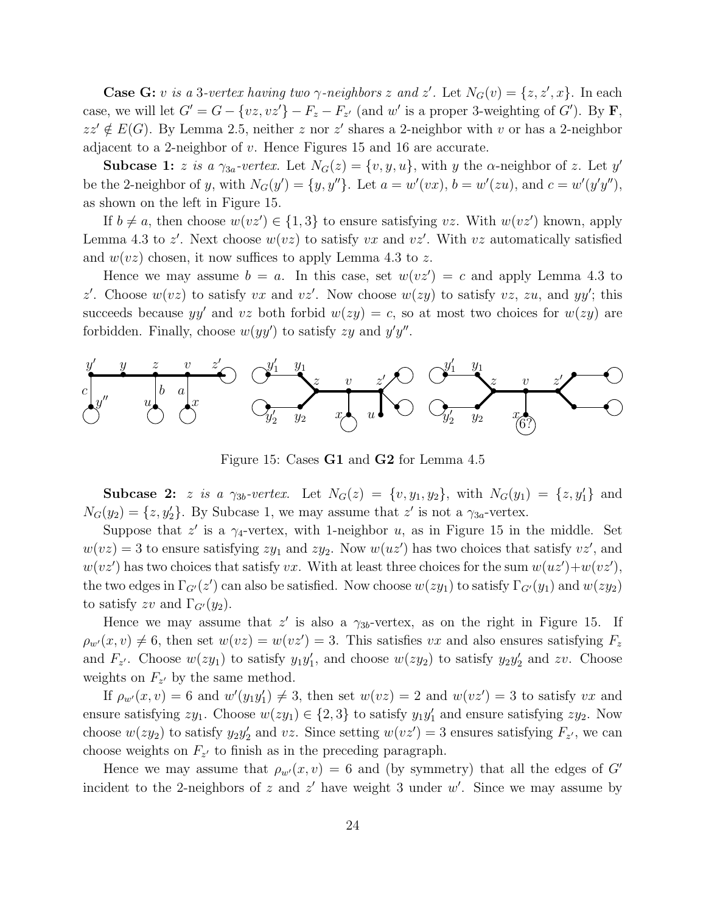**Case G:** *$v$ is a 3-vertex having two $\gamma$-neighbors $z$ and $z'$.* Let $N_G(v) = \{z, z', x\}$. In each case, we will let $G' = G - \{vz, vz'\} - F_z - F_{z'}$ (and $w'$ is a proper 3-weighting of $G'$). By **F**, $zz' \notin E(G)$. By Lemma 2.5, neither $z$ nor $z'$ shares a 2-neighbor with $v$ or has a 2-neighbor adjacent to a 2-neighbor of $v$. Hence Figures 15 and 16 are accurate.

**Subcase 1:** *$z$ is a $\gamma_{3a}$-vertex.* Let $N_G(z) = \{v, y, u\}$, with $y$ the $\alpha$-neighbor of $z$. Let $y'$ be the 2-neighbor of $y$, with $N_G(y') = \{y, y''\}$. Let $a = w'(vx)$, $b = w'(zu)$, and $c = w'(y'y'')$, as shown on the left in Figure 15.

If $b \neq a$, then choose $w(vz') \in \{1, 3\}$ to ensure satisfying $vz$. With $w(vz')$ known, apply Lemma 4.3 to $z'$. Next choose $w(vz)$ to satisfy $vx$ and $vz'$. With $vz$ automatically satisfied and $w(vz)$ chosen, it now suffices to apply Lemma 4.3 to $z$.

Hence we may assume $b = a$. In this case, set $w(vz') = c$ and apply Lemma 4.3 to $z'$. Choose $w(vz)$ to satisfy $vx$ and $vz'$. Now choose $w(zy)$ to satisfy $vz$, $zu$, and $yy'$; this succeeds because $yy'$ and $vz$ both forbid $w(zy) = c$, so at most two choices for $w(zy)$ are forbidden. Finally, choose $w(yy')$ to satisfy $zy$ and $y'y''$.

$y'$ $y$ $z$ $v$ $z'$ $c$ $b$ $a$ $y''$ $u$ $x$
$y_1'$ $y_1$ $z$ $v$ $z'$ $y_2'$ $y_2$ $x$ $u$
$y_1'$ $y_1$ $z$ $v$ $z'$ $y_2'$ $y_2$ $x$ 6?

Figure 15: Cases **G1** and **G2** for Lemma 4.5

**Subcase 2:** *$z$ is a $\gamma_{3b}$-vertex.* Let $N_G(z) = \{v, y_1, y_2\}$, with $N_G(y_1) = \{z, y_1'\}$ and $N_G(y_2) = \{z, y_2'\}$. By Subcase 1, we may assume that $z'$ is not a $\gamma_{3a}$-vertex.

Suppose that $z'$ is a $\gamma_4$-vertex, with 1-neighbor $u$, as in Figure 15 in the middle. Set $w(vz) = 3$ to ensure satisfying $zy_1$ and $zy_2$. Now $w(uz')$ has two choices that satisfy $vz'$, and $w(vz')$ has two choices that satisfy $vx$. With at least three choices for the sum $w(uz')+w(vz')$, the two edges in $\Gamma_{G'}(z')$ can also be satisfied. Now choose $w(zy_1)$ to satisfy $\Gamma_{G'}(y_1)$ and $w(zy_2)$ to satisfy $zv$ and $\Gamma_{G'}(y_2)$.

Hence we may assume that $z'$ is also a $\gamma_{3b}$-vertex, as on the right in Figure 15. If $\rho_{w'}(x, v) \neq 6$, then set $w(vz) = w(vz') = 3$. This satisfies $vx$ and also ensures satisfying $F_z$ and $F_{z'}$. Choose $w(zy_1)$ to satisfy $y_1y_1'$, and choose $w(zy_2)$ to satisfy $y_2y_2'$ and $zv$. Choose weights on $F_{z'}$ by the same method.

If $\rho_{w'}(x, v) = 6$ and $w'(y_1y_1') \neq 3$, then set $w(vz) = 2$ and $w(vz') = 3$ to satisfy $vx$ and ensure satisfying $zy_1$. Choose $w(zy_1) \in \{2, 3\}$ to satisfy $y_1y_1'$ and ensure satisfying $zy_2$. Now choose $w(zy_2)$ to satisfy $y_2y_2'$ and $vz$. Since setting $w(vz') = 3$ ensures satisfying $F_{z'}$, we can choose weights on $F_{z'}$ to finish as in the preceding paragraph.

Hence we may assume that $\rho_{w'}(x, v) = 6$ and (by symmetry) that all the edges of $G'$ incident to the 2-neighbors of $z$ and $z'$ have weight 3 under $w'$. Since we may assume by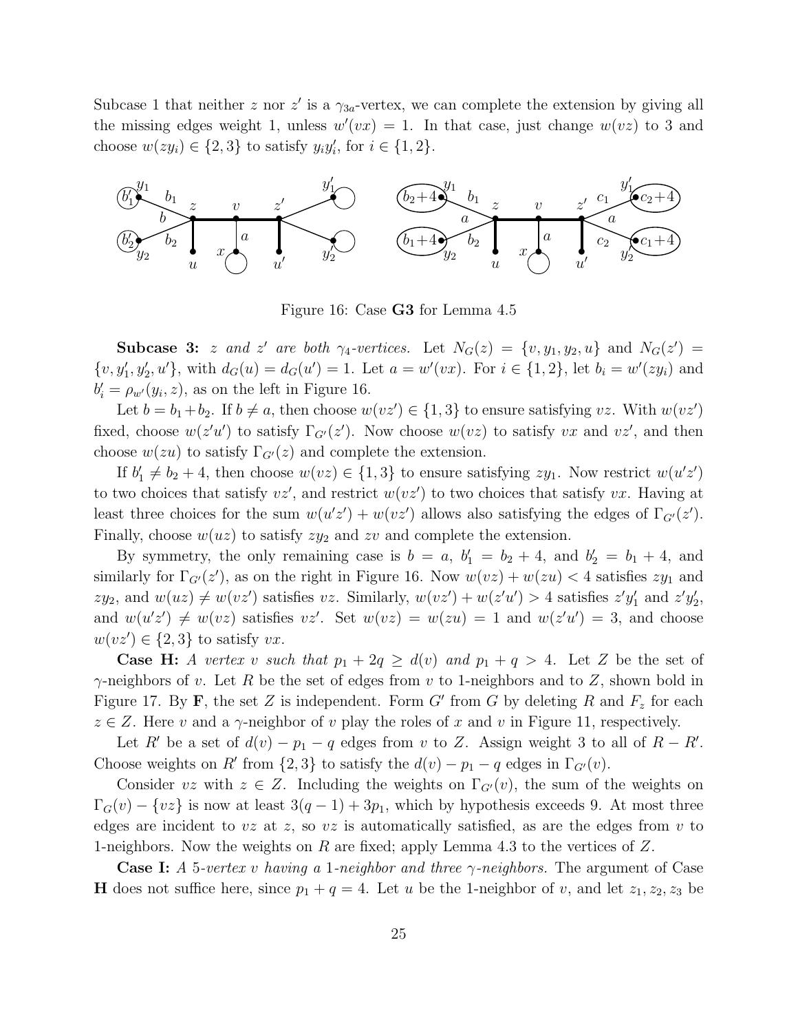Subcase 1 that neither $z$ nor $z'$ is a $\gamma_{3a}$-vertex, we can complete the extension by giving all the missing edges weight 1, unless $w'(vx) = 1$. In that case, just change $w(vz)$ to 3 and choose $w(zy_i) \in \{2, 3\}$ to satisfy $y_iy_i'$, for $i \in \{1, 2\}$.

Figure 16: Case **G3** for Lemma 4.5

**Subcase 3:** *$z$ and $z'$ are both $\gamma_4$-vertices.* Let $N_G(z) = \{v, y_1, y_2, u\}$ and $N_G(z') = \{v, y_1', y_2', u'\}$, with $d_G(u) = d_G(u') = 1$. Let $a = w'(vx)$. For $i \in \{1, 2\}$, let $b_i = w'(zy_i)$ and $b_i' = \rho_{w'}(y_i, z)$, as on the left in Figure 16.

Let $b = b_1 + b_2$. If $b \neq a$, then choose $w(vz') \in \{1, 3\}$ to ensure satisfying $vz$. With $w(vz')$ fixed, choose $w(z'u')$ to satisfy $\Gamma_{G'}(z')$. Now choose $w(vz)$ to satisfy $vx$ and $vz'$, and then choose $w(zu)$ to satisfy $\Gamma_{G'}(z)$ and complete the extension.

If $b_1' \neq b_2 + 4$, then choose $w(vz) \in \{1, 3\}$ to ensure satisfying $zy_1$. Now restrict $w(u'z')$ to two choices that satisfy $vz'$, and restrict $w(vz')$ to two choices that satisfy $vx$. Having at least three choices for the sum $w(u'z') + w(vz')$ allows also satisfying the edges of $\Gamma_{G'}(z')$. Finally, choose $w(uz)$ to satisfy $zy_2$ and $zv$ and complete the extension.

By symmetry, the only remaining case is $b = a$, $b_1' = b_2 + 4$, and $b_2' = b_1 + 4$, and similarly for $\Gamma_{G'}(z')$, as on the right in Figure 16. Now $w(vz) + w(zu) < 4$ satisfies $zy_1$ and $zy_2$, and $w(uz) \neq w(vz')$ satisfies $vz$. Similarly, $w(vz') + w(z'u') > 4$ satisfies $z'y_1'$ and $z'y_2'$, and $w(u'z') \neq w(vz)$ satisfies $vz'$. Set $w(vz) = w(zu) = 1$ and $w(z'u') = 3$, and choose $w(vz') \in \{2, 3\}$ to satisfy $vx$.

**Case H:** *A vertex $v$ such that $p_1 + 2q \geq d(v)$ and $p_1 + q > 4$.* Let $Z$ be the set of $\gamma$-neighbors of $v$. Let $R$ be the set of edges from $v$ to 1-neighbors and to $Z$, shown bold in Figure 17. By **F**, the set $Z$ is independent. Form $G'$ from $G$ by deleting $R$ and $F_z$ for each $z \in Z$. Here $v$ and a $\gamma$-neighbor of $v$ play the roles of $x$ and $v$ in Figure 11, respectively.

Let $R'$ be a set of $d(v) - p_1 - q$ edges from $v$ to $Z$. Assign weight 3 to all of $R - R'$. Choose weights on $R'$ from $\{2, 3\}$ to satisfy the $d(v) - p_1 - q$ edges in $\Gamma_{G'}(v)$.

Consider $vz$ with $z \in Z$. Including the weights on $\Gamma_{G'}(v)$, the sum of the weights on $\Gamma_G(v) - \{vz\}$ is now at least $3(q-1) + 3p_1$, which by hypothesis exceeds 9. At most three edges are incident to $vz$ at $z$, so $vz$ is automatically satisfied, as are the edges from $v$ to 1-neighbors. Now the weights on $R$ are fixed; apply Lemma 4.3 to the vertices of $Z$.

**Case I:** *A 5-vertex $v$ having a 1-neighbor and three $\gamma$-neighbors.* The argument of Case **H** does not suffice here, since $p_1 + q = 4$. Let $u$ be the 1-neighbor of $v$, and let $z_1, z_2, z_3$ be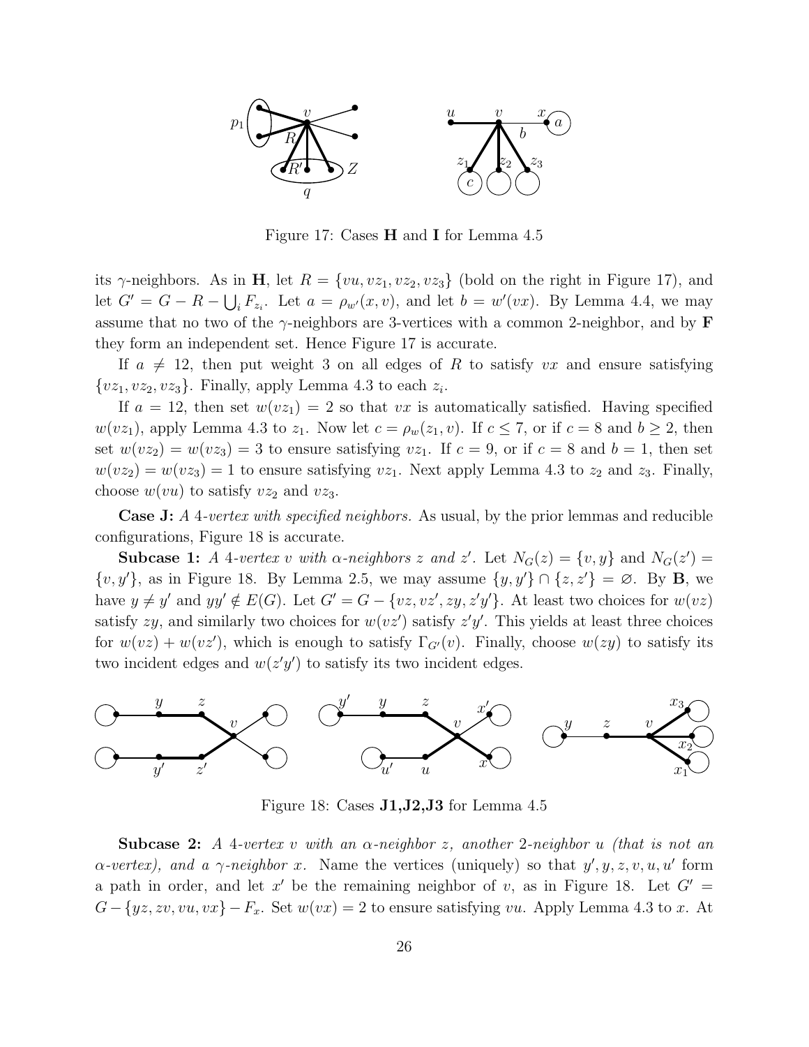Figure 17: Cases **H** and **I** for Lemma 4.5

its $\gamma$-neighbors. As in **H**, let $R = \{vu, vz_1, vz_2, vz_3\}$ (bold on the right in Figure 17), and let $G' = G - R - \bigcup_i F_{z_i}$. Let $a = \rho_{w'}(x, v)$, and let $b = w'(vx)$. By Lemma 4.4, we may assume that no two of the $\gamma$-neighbors are 3-vertices with a common 2-neighbor, and by **F** they form an independent set. Hence Figure 17 is accurate.

If $a \neq 12$, then put weight 3 on all edges of $R$ to satisfy $vx$ and ensure satisfying $\{vz_1, vz_2, vz_3\}$. Finally, apply Lemma 4.3 to each $z_i$.

If $a = 12$, then set $w(vz_1) = 2$ so that $vx$ is automatically satisfied. Having specified $w(vz_1)$, apply Lemma 4.3 to $z_1$. Now let $c = \rho_w(z_1, v)$. If $c \leq 7$, or if $c = 8$ and $b \geq 2$, then set $w(vz_2) = w(vz_3) = 3$ to ensure satisfying $vz_1$. If $c = 9$, or if $c = 8$ and $b = 1$, then set $w(vz_2) = w(vz_3) = 1$ to ensure satisfying $vz_1$. Next apply Lemma 4.3 to $z_2$ and $z_3$. Finally, choose $w(vu)$ to satisfy $vz_2$ and $vz_3$.

**Case J:** *A 4-vertex with specified neighbors.* As usual, by the prior lemmas and reducible configurations, Figure 18 is accurate.

**Subcase 1:** *A 4-vertex $v$ with $\alpha$-neighbors $z$ and $z'$.* Let $N_G(z) = \{v, y\}$ and $N_G(z') = \{v, y'\}$, as in Figure 18. By Lemma 2.5, we may assume $\{y, y'\} \cap \{z, z'\} = \varnothing$. By **B**, we have $y \neq y'$ and $yy' \notin E(G)$. Let $G' = G - \{vz, vz', zy, z'y'\}$. At least two choices for $w(vz)$ satisfy $zy$, and similarly two choices for $w(vz')$ satisfy $z'y'$. This yields at least three choices for $w(vz) + w(vz')$, which is enough to satisfy $\Gamma_{G'}(v)$. Finally, choose $w(zy)$ to satisfy its two incident edges and $w(z'y')$ to satisfy its two incident edges.

Figure 18: Cases **J1**,**J2**,**J3** for Lemma 4.5

**Subcase 2:** *A 4-vertex $v$ with an $\alpha$-neighbor $z$, another 2-neighbor $u$ (that is not an $\alpha$-vertex), and a $\gamma$-neighbor $x$.* Name the vertices (uniquely) so that $y', y, z, v, u, u'$ form a path in order, and let $x'$ be the remaining neighbor of $v$, as in Figure 18. Let $G' = G - \{yz, zv, vu, vx\} - F_x$. Set $w(vx) = 2$ to ensure satisfying $vu$. Apply Lemma 4.3 to $x$. At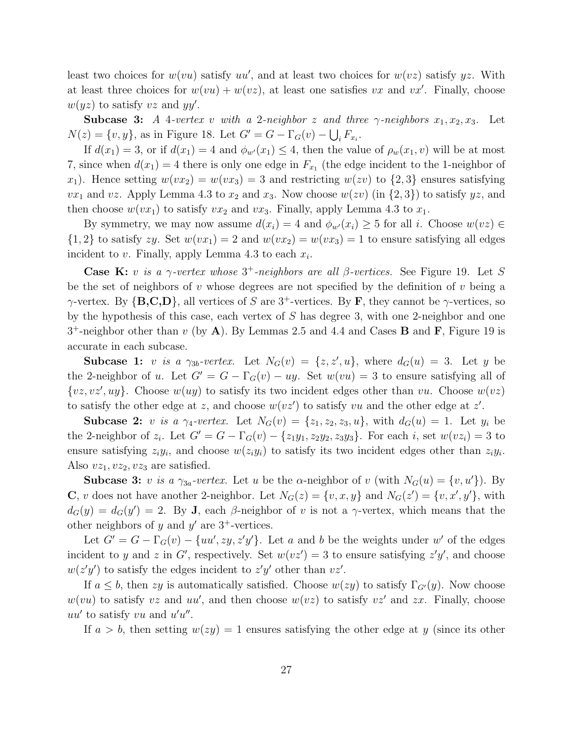least two choices for $w(vu)$ satisfy $uu'$, and at least two choices for $w(vz)$ satisfy $yz$. With at least three choices for $w(vu) + w(vz)$, at least one satisfies $vx$ and $vx'$. Finally, choose $w(yz)$ to satisfy $vz$ and $yy'$.

**Subcase 3:** *A 4-vertex $v$ with a 2-neighbor $z$ and three $\gamma$-neighbors $x_1, x_2, x_3$.* Let $N(z) = \{v, y\}$, as in Figure 18. Let $G' = G - \Gamma_G(v) - \bigcup_i F_{x_i}$.

If $d(x_1) = 3$, or if $d(x_1) = 4$ and $\phi_{w'}(x_1) \le 4$, then the value of $\rho_w(x_1, v)$ will be at most 7, since when $d(x_1) = 4$ there is only one edge in $F_{x_1}$ (the edge incident to the 1-neighbor of $x_1$). Hence setting $w(vx_2) = w(vx_3) = 3$ and restricting $w(zv)$ to $\{2, 3\}$ ensures satisfying $vx_1$ and $vz$. Apply Lemma 4.3 to $x_2$ and $x_3$. Now choose $w(zv)$ (in $\{2, 3\}$) to satisfy $yz$, and then choose $w(vx_1)$ to satisfy $vx_2$ and $vx_3$. Finally, apply Lemma 4.3 to $x_1$.

By symmetry, we may now assume $d(x_i) = 4$ and $\phi_{w'}(x_i) \ge 5$ for all $i$. Choose $w(vz) \in \{1, 2\}$ to satisfy $zy$. Set $w(vx_1) = 2$ and $w(vx_2) = w(vx_3) = 1$ to ensure satisfying all edges incident to $v$. Finally, apply Lemma 4.3 to each $x_i$.

**Case K:** *$v$ is a $\gamma$-vertex whose $3^+$-neighbors are all $\beta$-vertices.* See Figure 19. Let $S$ be the set of neighbors of $v$ whose degrees are not specified by the definition of $v$ being a $\gamma$-vertex. By $\{$**B,C,D**$\}$, all vertices of $S$ are $3^+$-vertices. By **F**, they cannot be $\gamma$-vertices, so by the hypothesis of this case, each vertex of $S$ has degree 3, with one 2-neighbor and one $3^+$-neighbor other than $v$ (by **A**). By Lemmas 2.5 and 4.4 and Cases **B** and **F**, Figure 19 is accurate in each subcase.

**Subcase 1:** *$v$ is a $\gamma_{3b}$-vertex.* Let $N_G(v) = \{z, z', u\}$, where $d_G(u) = 3$. Let $y$ be the 2-neighbor of $u$. Let $G' = G - \Gamma_G(v) - uy$. Set $w(vu) = 3$ to ensure satisfying all of $\{vz, vz', uy\}$. Choose $w(uy)$ to satisfy its two incident edges other than $vu$. Choose $w(vz)$ to satisfy the other edge at $z$, and choose $w(vz')$ to satisfy $vu$ and the other edge at $z'$.

**Subcase 2:** *$v$ is a $\gamma_4$-vertex.* Let $N_G(v) = \{z_1, z_2, z_3, u\}$, with $d_G(u) = 1$. Let $y_i$ be the 2-neighbor of $z_i$. Let $G' = G - \Gamma_G(v) - \{z_1y_1, z_2y_2, z_3y_3\}$. For each $i$, set $w(vz_i) = 3$ to ensure satisfying $z_iy_i$, and choose $w(z_iy_i)$ to satisfy its two incident edges other than $z_iy_i$. Also $vz_1, vz_2, vz_3$ are satisfied.

**Subcase 3:** *$v$ is a $\gamma_{3a}$-vertex.* Let $u$ be the $\alpha$-neighbor of $v$ (with $N_G(u) = \{v, u'\}$). By **C**, $v$ does not have another 2-neighbor. Let $N_G(z) = \{v, x, y\}$ and $N_G(z') = \{v, x', y'\}$, with $d_G(y) = d_G(y') = 2$. By **J**, each $\beta$-neighbor of $v$ is not a $\gamma$-vertex, which means that the other neighbors of $y$ and $y'$ are $3^+$-vertices.

Let $G' = G - \Gamma_G(v) - \{uu', zy, z'y'\}$. Let $a$ and $b$ be the weights under $w'$ of the edges incident to $y$ and $z$ in $G'$, respectively. Set $w(vz') = 3$ to ensure satisfying $z'y'$, and choose $w(z'y')$ to satisfy the edges incident to $z'y'$ other than $vz'$.

If $a \le b$, then $zy$ is automatically satisfied. Choose $w(zy)$ to satisfy $\Gamma_{G'}(y)$. Now choose $w(vu)$ to satisfy $vz$ and $uu'$, and then choose $w(vz)$ to satisfy $vz'$ and $zx$. Finally, choose $uu'$ to satisfy $vu$ and $u'u''$.

If $a > b$, then setting $w(zy) = 1$ ensures satisfying the other edge at $y$ (since its other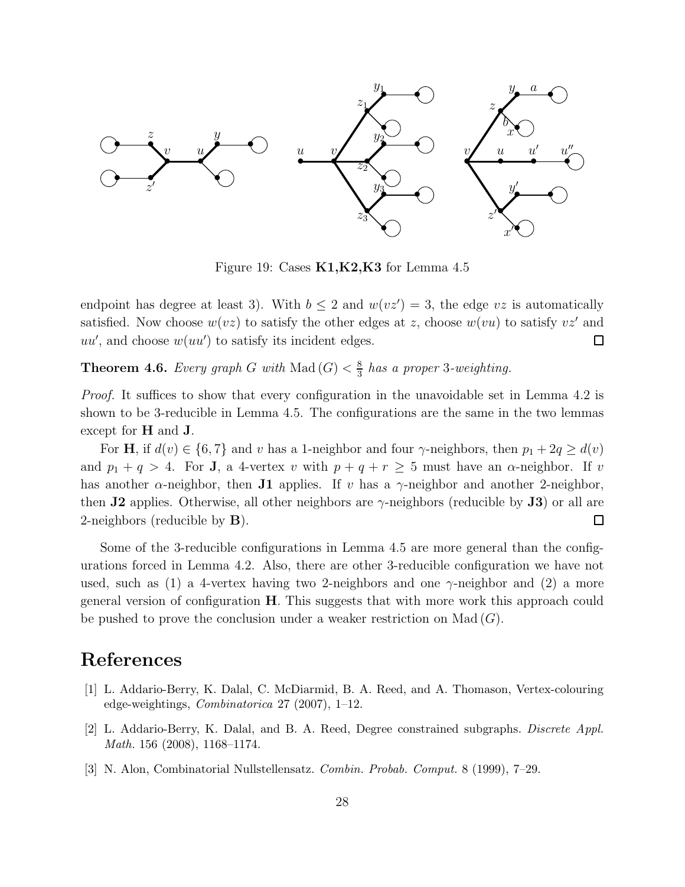Figure 19: Cases **K1,K2,K3** for Lemma 4.5

endpoint has degree at least 3). With $b \le 2$ and $w(vz') = 3$, the edge $vz$ is automatically satisfied. Now choose $w(vz)$ to satisfy the other edges at $z$, choose $w(vu)$ to satisfy $vz'$ and $uu'$, and choose $w(uu')$ to satisfy its incident edges. □

**Theorem 4.6.** *Every graph $G$ with $\mathrm{Mad}\,(G) < \frac{8}{3}$ has a proper 3-weighting.*

*Proof.* It suffices to show that every configuration in the unavoidable set in Lemma 4.2 is shown to be 3-reducible in Lemma 4.5. The configurations are the same in the two lemmas except for **H** and **J**.

For **H**, if $d(v) \in \{6, 7\}$ and $v$ has a 1-neighbor and four $\gamma$-neighbors, then $p_1 + 2q \ge d(v)$ and $p_1 + q > 4$. For **J**, a 4-vertex $v$ with $p + q + r \ge 5$ must have an $\alpha$-neighbor. If $v$ has another $\alpha$-neighbor, then **J1** applies. If $v$ has a $\gamma$-neighbor and another 2-neighbor, then **J2** applies. Otherwise, all other neighbors are $\gamma$-neighbors (reducible by **J3**) or all are 2-neighbors (reducible by **B**). □

Some of the 3-reducible configurations in Lemma 4.5 are more general than the configurations forced in Lemma 4.2. Also, there are other 3-reducible configuration we have not used, such as (1) a 4-vertex having two 2-neighbors and one $\gamma$-neighbor and (2) a more general version of configuration **H**. This suggests that with more work this approach could be pushed to prove the conclusion under a weaker restriction on $\mathrm{Mad}\,(G)$.

# References

[1] L. Addario-Berry, K. Dalal, C. McDiarmid, B. A. Reed, and A. Thomason, Vertex-colouring edge-weightings, *Combinatorica* 27 (2007), 1–12.

[2] L. Addario-Berry, K. Dalal, and B. A. Reed, Degree constrained subgraphs. *Discrete Appl. Math.* 156 (2008), 1168–1174.

[3] N. Alon, Combinatorial Nullstellensatz. *Combin. Probab. Comput.* 8 (1999), 7–29.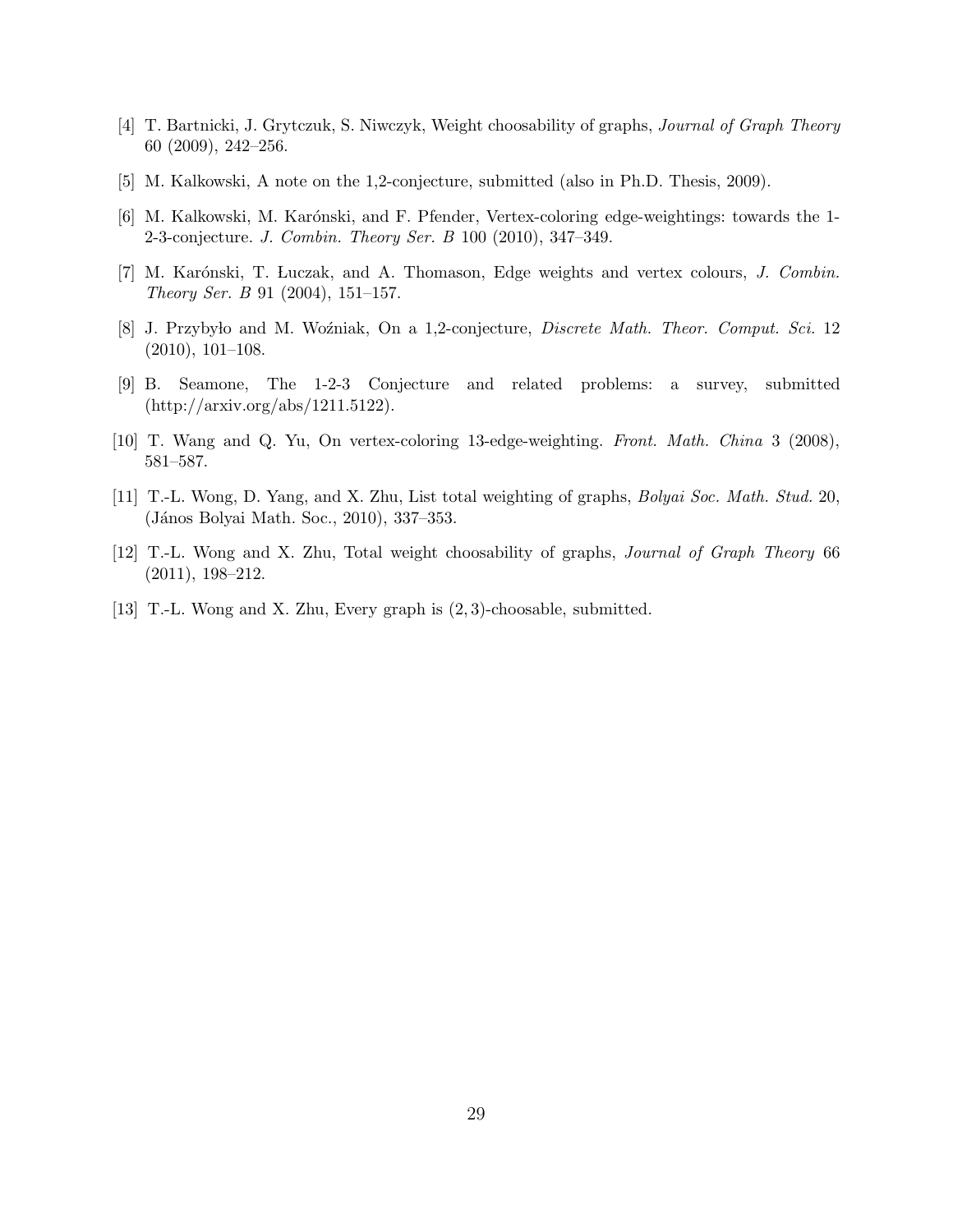[4] T. Bartnicki, J. Grytczuk, S. Niwczyk, Weight choosability of graphs, *Journal of Graph Theory* 60 (2009), 242–256.

[5] M. Kalkowski, A note on the 1,2-conjecture, submitted (also in Ph.D. Thesis, 2009).

[6] M. Kalkowski, M. Karónski, and F. Pfender, Vertex-coloring edge-weightings: towards the 1-2-3-conjecture. *J. Combin. Theory Ser. B* 100 (2010), 347–349.

[7] M. Karónski, T. Łuczak, and A. Thomason, Edge weights and vertex colours, *J. Combin. Theory Ser. B* 91 (2004), 151–157.

[8] J. Przybyło and M. Woźniak, On a 1,2-conjecture, *Discrete Math. Theor. Comput. Sci.* 12 (2010), 101–108.

[9] B. Seamone, The 1-2-3 Conjecture and related problems: a survey, submitted (http://arxiv.org/abs/1211.5122).

[10] T. Wang and Q. Yu, On vertex-coloring 13-edge-weighting. *Front. Math. China* 3 (2008), 581–587.

[11] T.-L. Wong, D. Yang, and X. Zhu, List total weighting of graphs, *Bolyai Soc. Math. Stud.* 20, (János Bolyai Math. Soc., 2010), 337–353.

[12] T.-L. Wong and X. Zhu, Total weight choosability of graphs, *Journal of Graph Theory* 66 (2011), 198–212.

[13] T.-L. Wong and X. Zhu, Every graph is $(2,3)$-choosable, submitted.